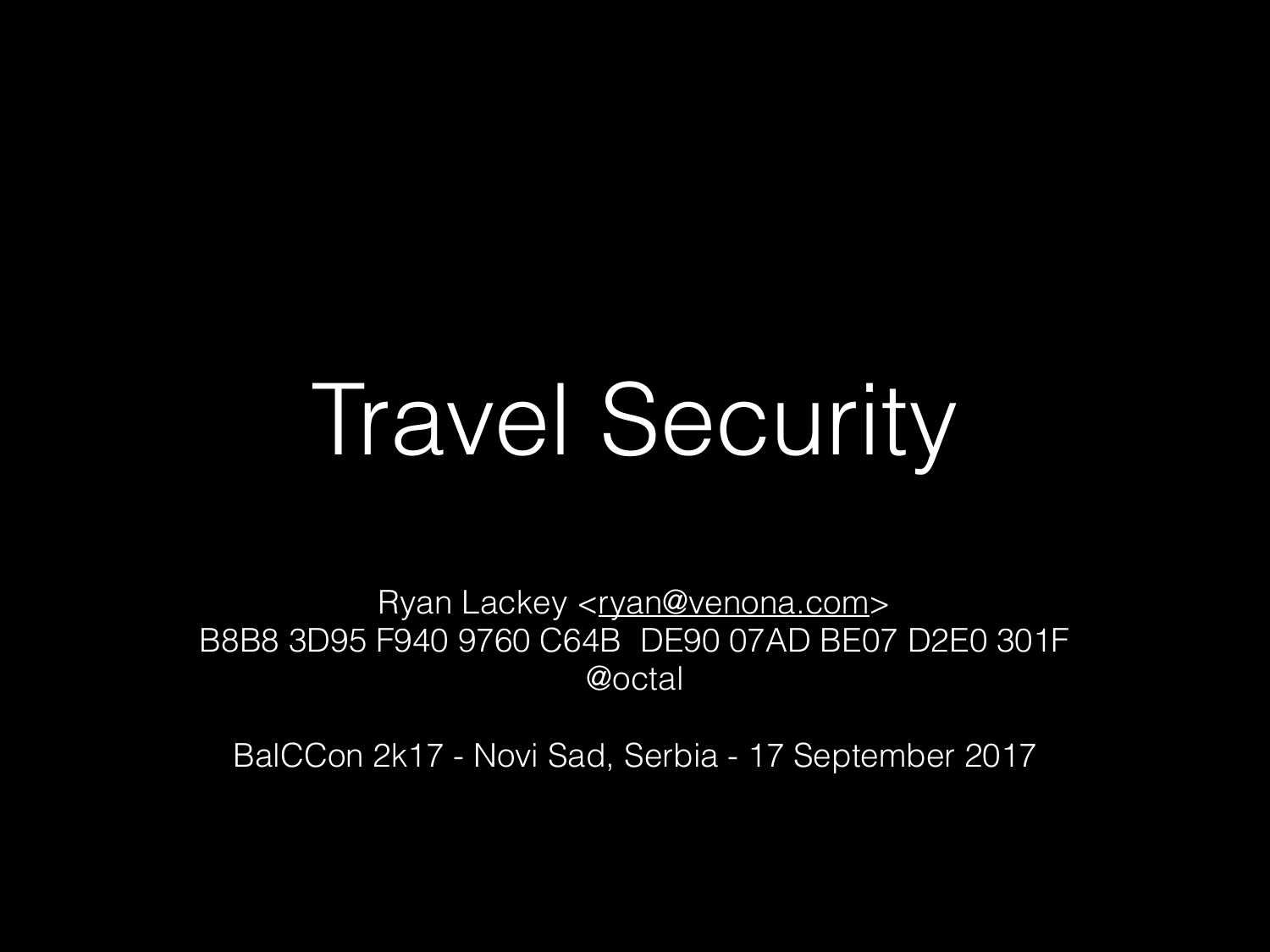# Travel Security

Ryan Lackey <ryan@venona.com>
B8B8 3D95 F940 9760 C64B DE90 07AD BE07 D2E0 301F
@octal

BalCCon 2k17 - Novi Sad, Serbia - 17 September 2017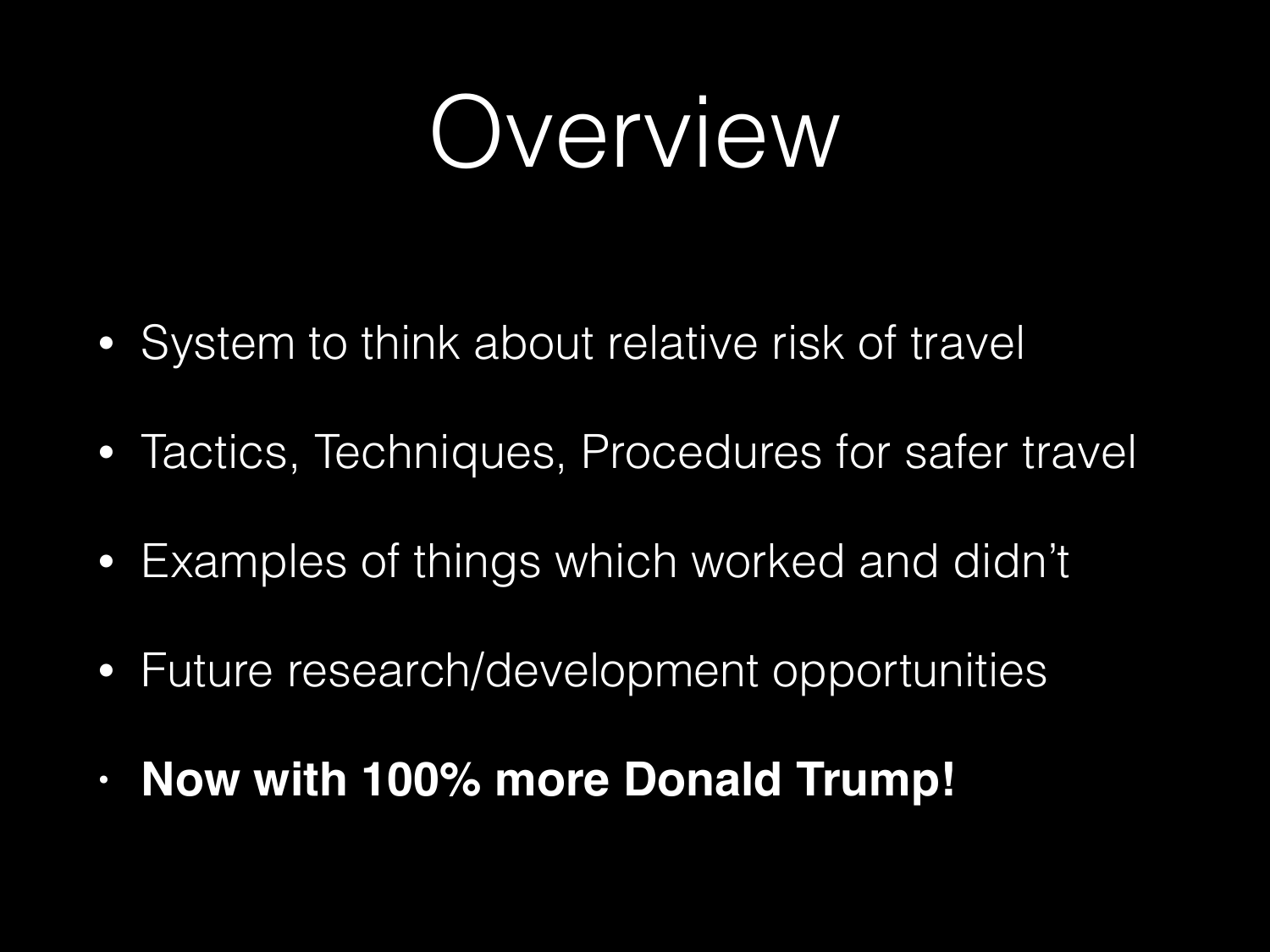# Overview

- System to think about relative risk of travel
- Tactics, Techniques, Procedures for safer travel
- Examples of things which worked and didn't
- Future research/development opportunities
- **Now with 100% more Donald Trump!**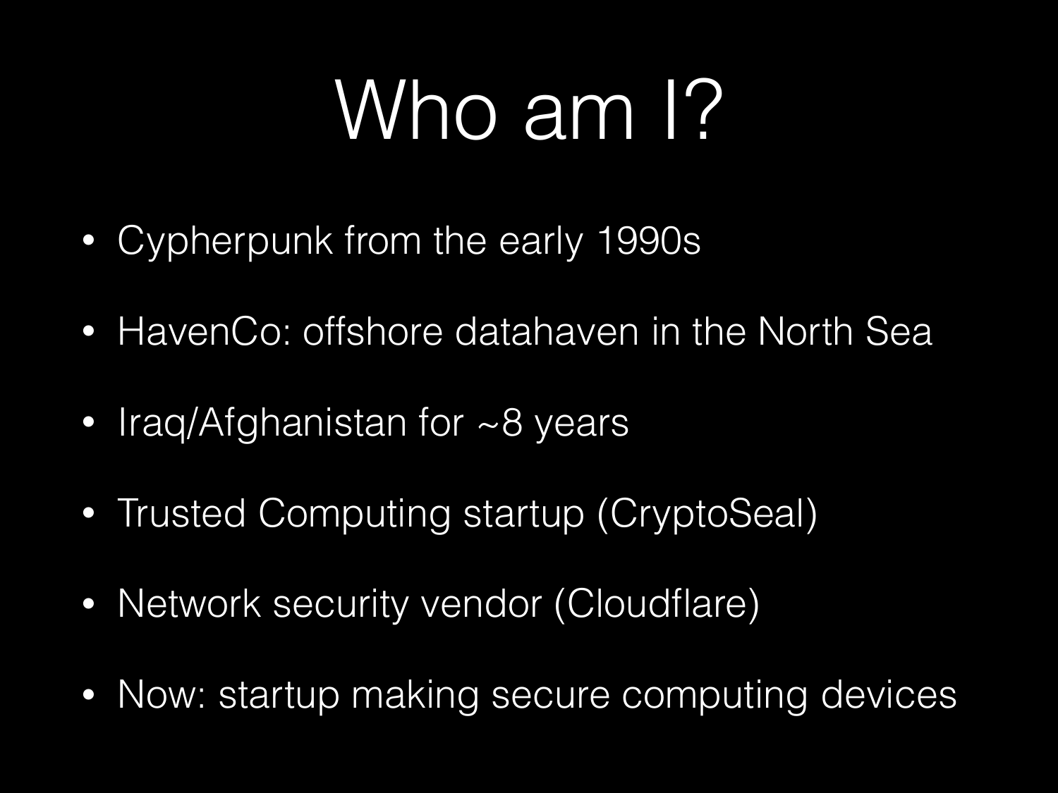# Who am I?

- Cypherpunk from the early 1990s
- HavenCo: offshore datahaven in the North Sea
- Iraq/Afghanistan for ~8 years
- Trusted Computing startup (CryptoSeal)
- Network security vendor (Cloudflare)
- Now: startup making secure computing devices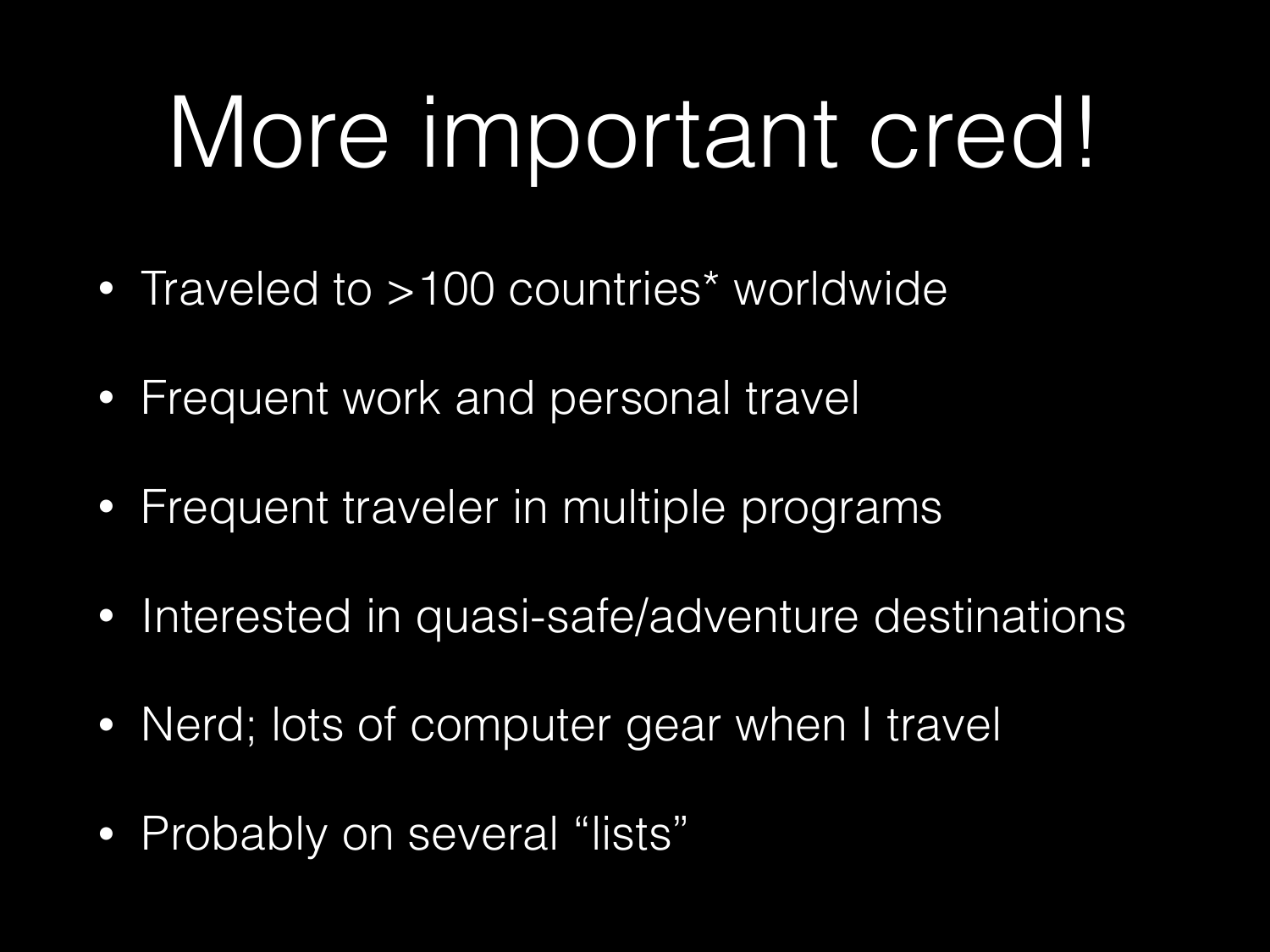# More important cred!

- Traveled to >100 countries* worldwide
- Frequent work and personal travel
- Frequent traveler in multiple programs
- Interested in quasi-safe/adventure destinations
- Nerd; lots of computer gear when I travel
- Probably on several “lists”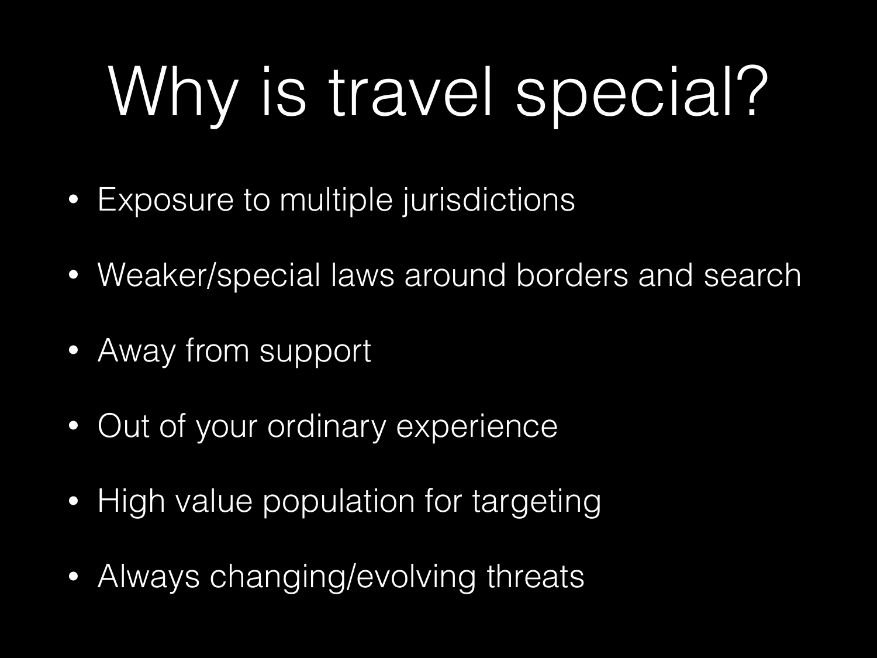# Why is travel special?

- Exposure to multiple jurisdictions
- Weaker/special laws around borders and search
- Away from support
- Out of your ordinary experience
- High value population for targeting
- Always changing/evolving threats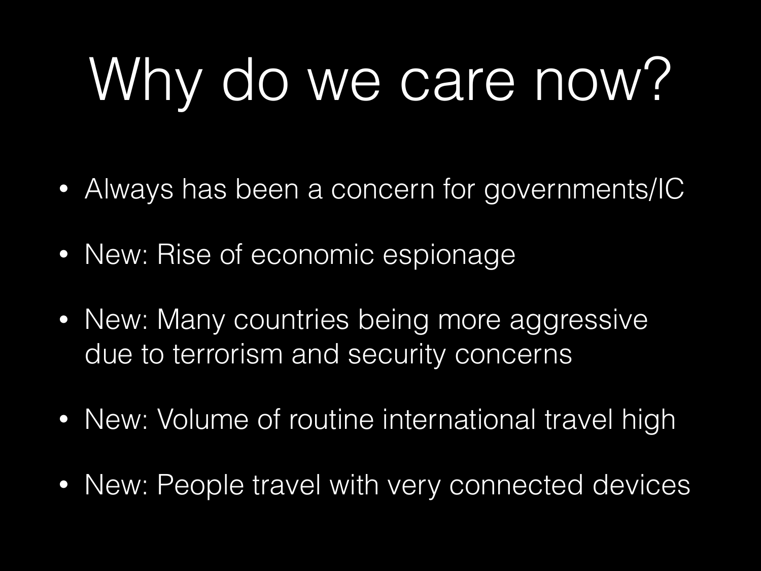# Why do we care now?

- Always has been a concern for governments/IC
- New: Rise of economic espionage
- New: Many countries being more aggressive due to terrorism and security concerns
- New: Volume of routine international travel high
- New: People travel with very connected devices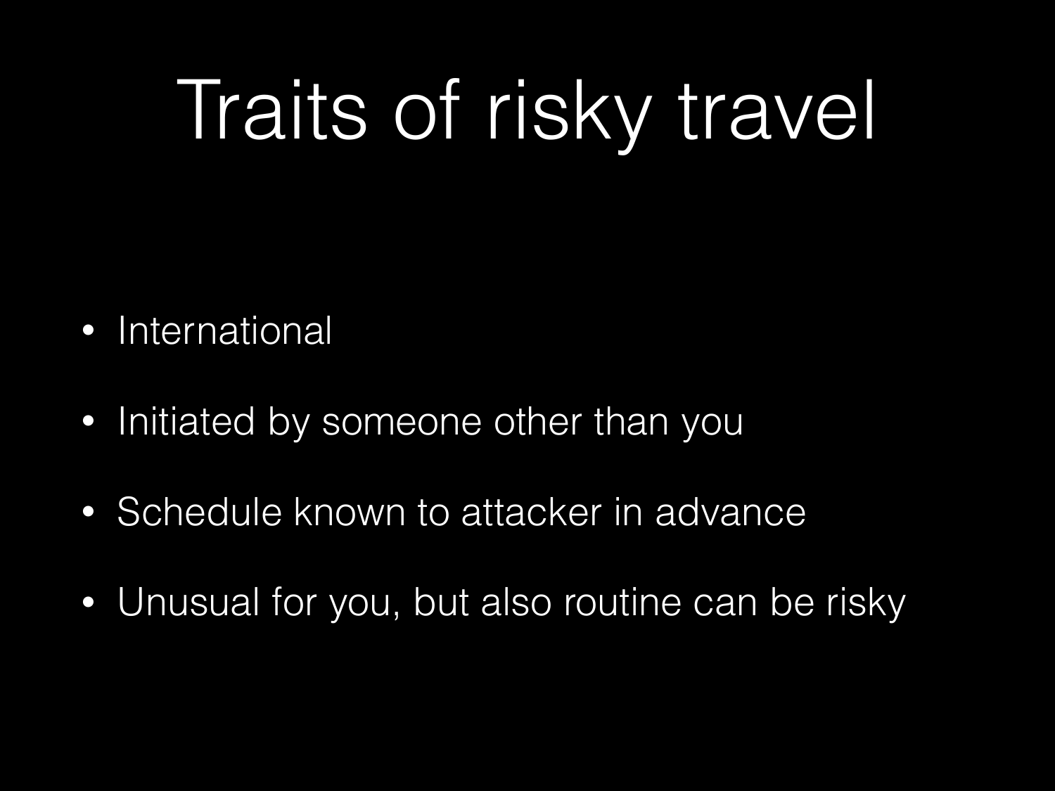# Traits of risky travel

- International
- Initiated by someone other than you
- Schedule known to attacker in advance
- Unusual for you, but also routine can be risky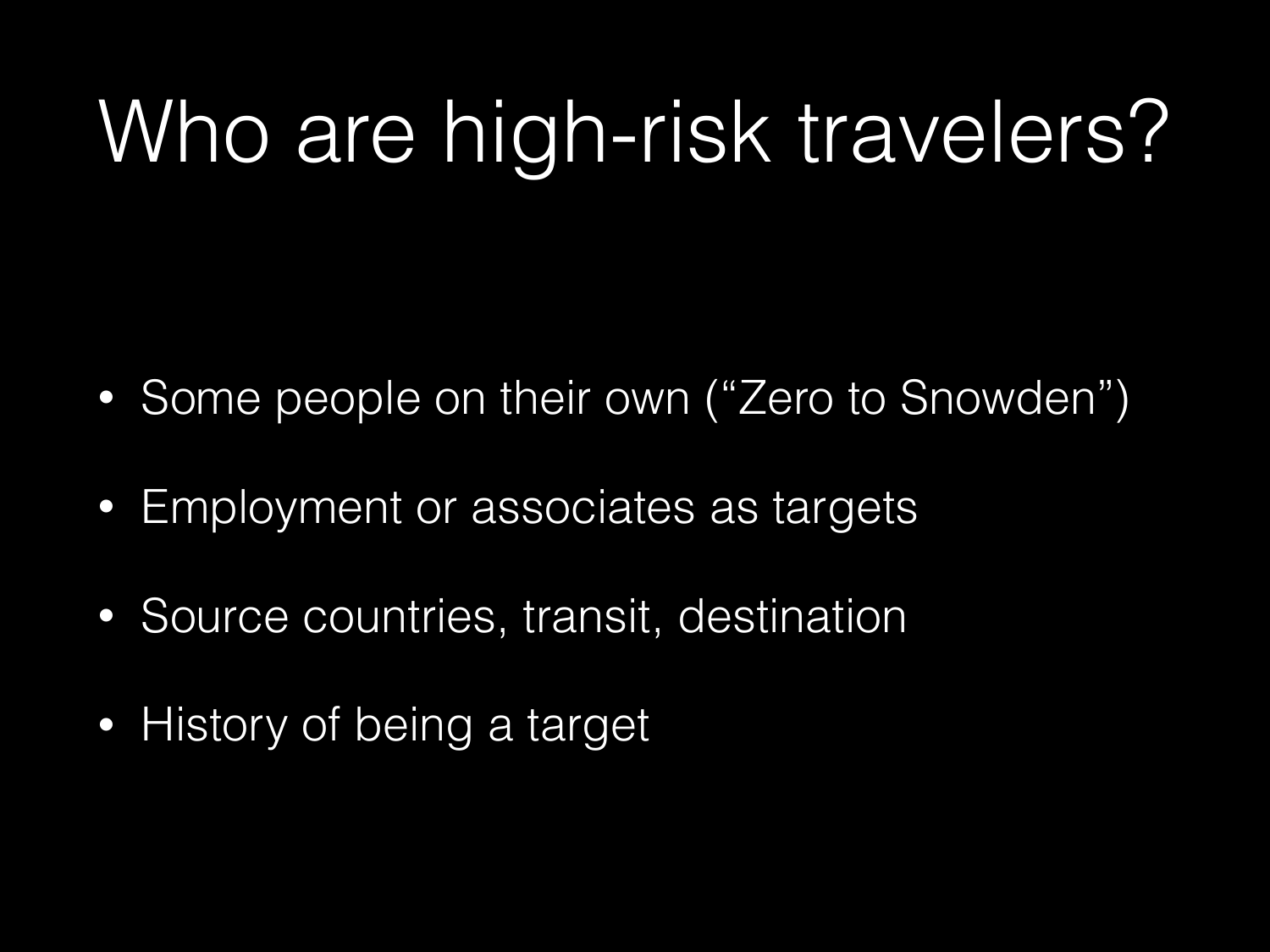# Who are high-risk travelers?

- Some people on their own (“Zero to Snowden”)
- Employment or associates as targets
- Source countries, transit, destination
- History of being a target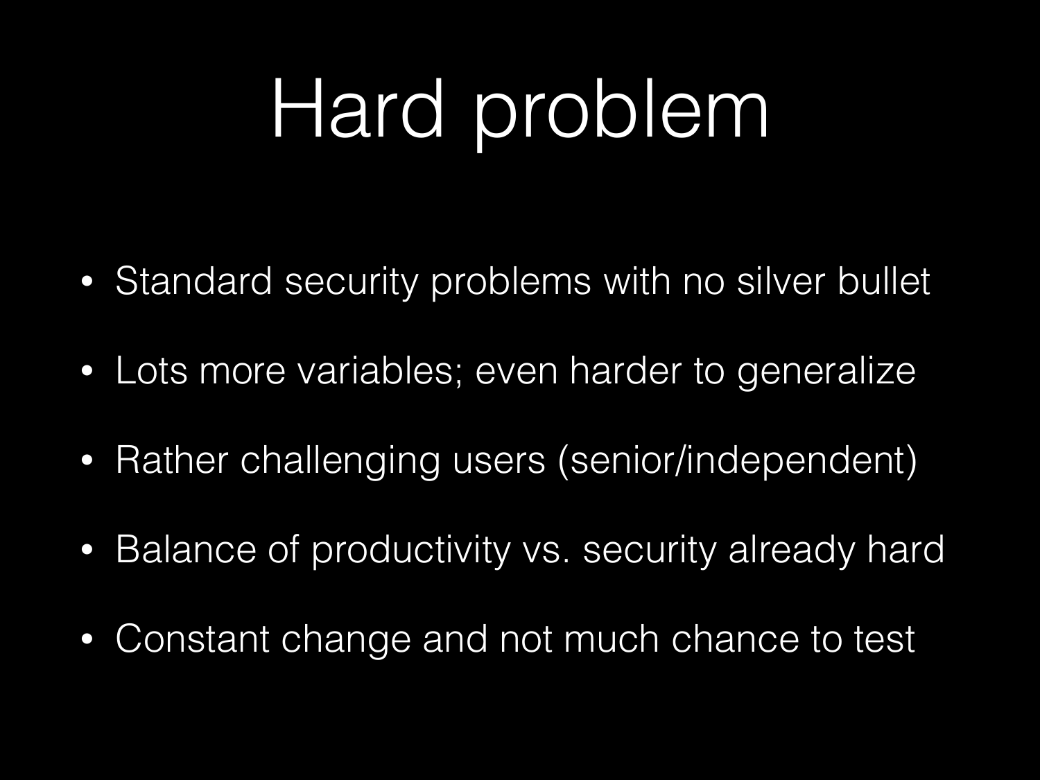# Hard problem

- Standard security problems with no silver bullet
- Lots more variables; even harder to generalize
- Rather challenging users (senior/independent)
- Balance of productivity vs. security already hard
- Constant change and not much chance to test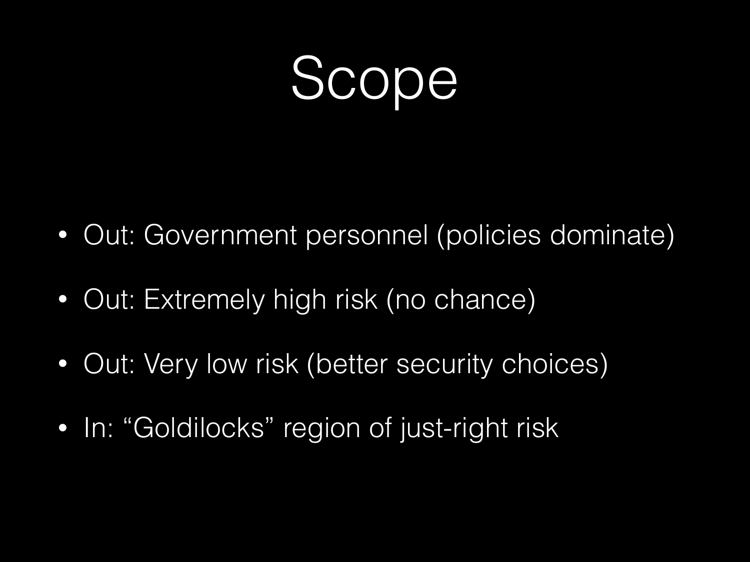# Scope

- Out: Government personnel (policies dominate)
- Out: Extremely high risk (no chance)
- Out: Very low risk (better security choices)
- In: "Goldilocks" region of just-right risk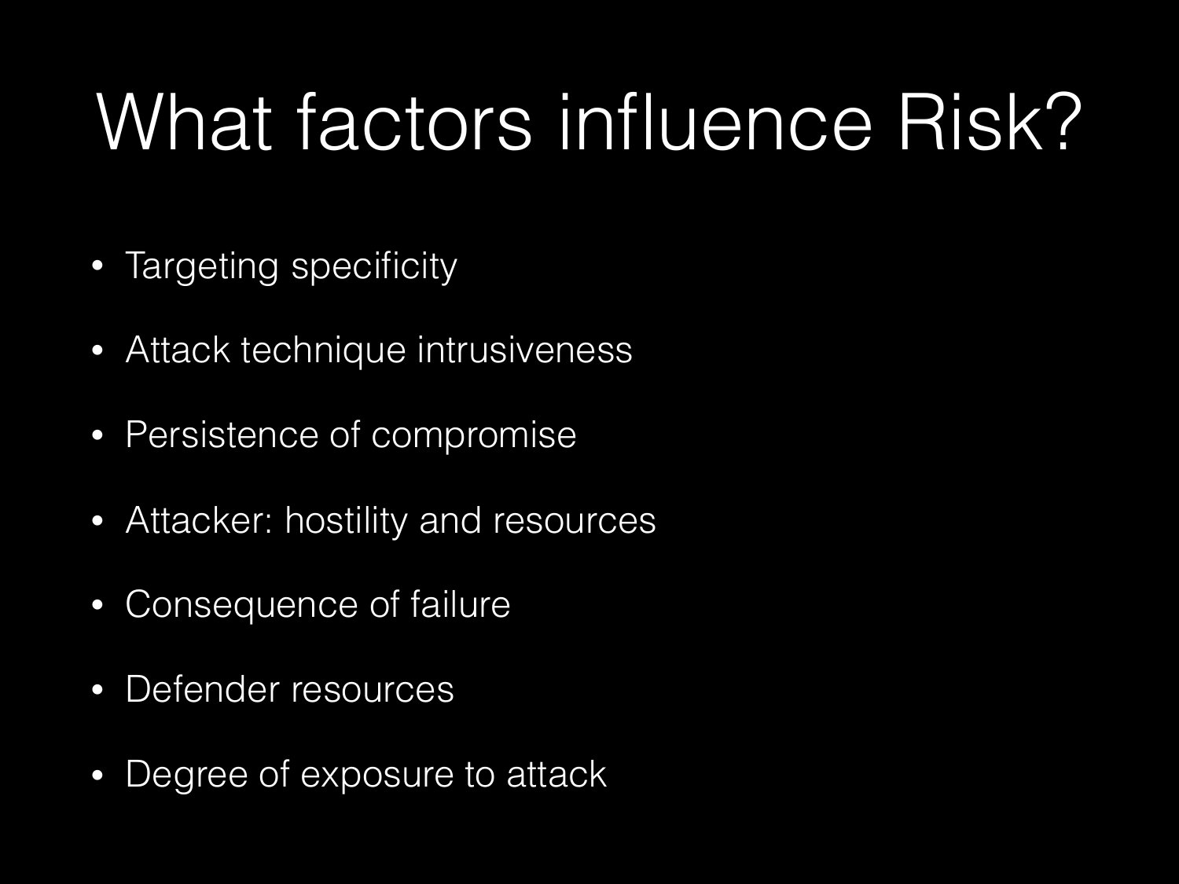# What factors influence Risk?

- Targeting specificity
- Attack technique intrusiveness
- Persistence of compromise
- Attacker: hostility and resources
- Consequence of failure
- Defender resources
- Degree of exposure to attack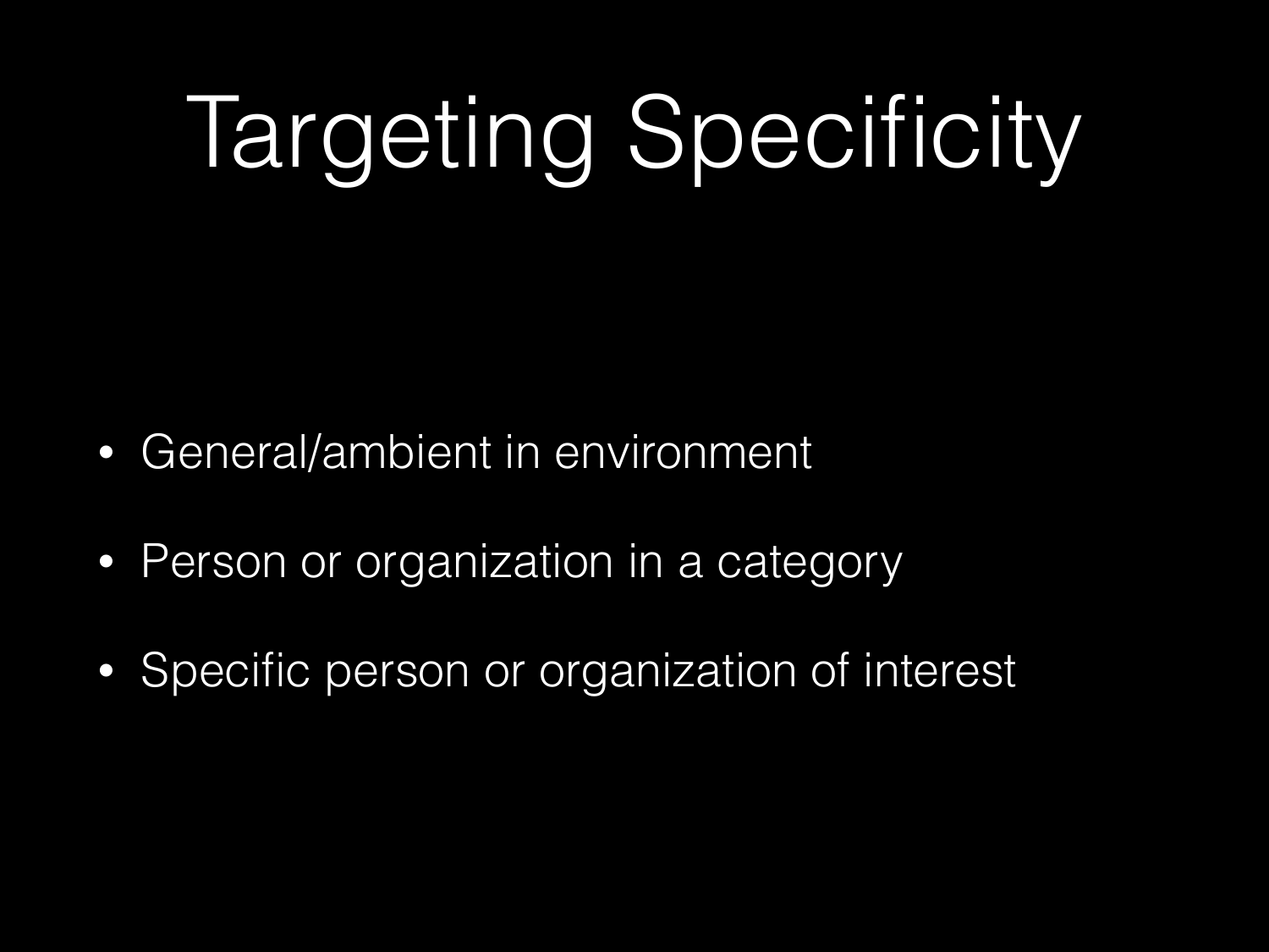# Targeting Specificity

- General/ambient in environment
- Person or organization in a category
- Specific person or organization of interest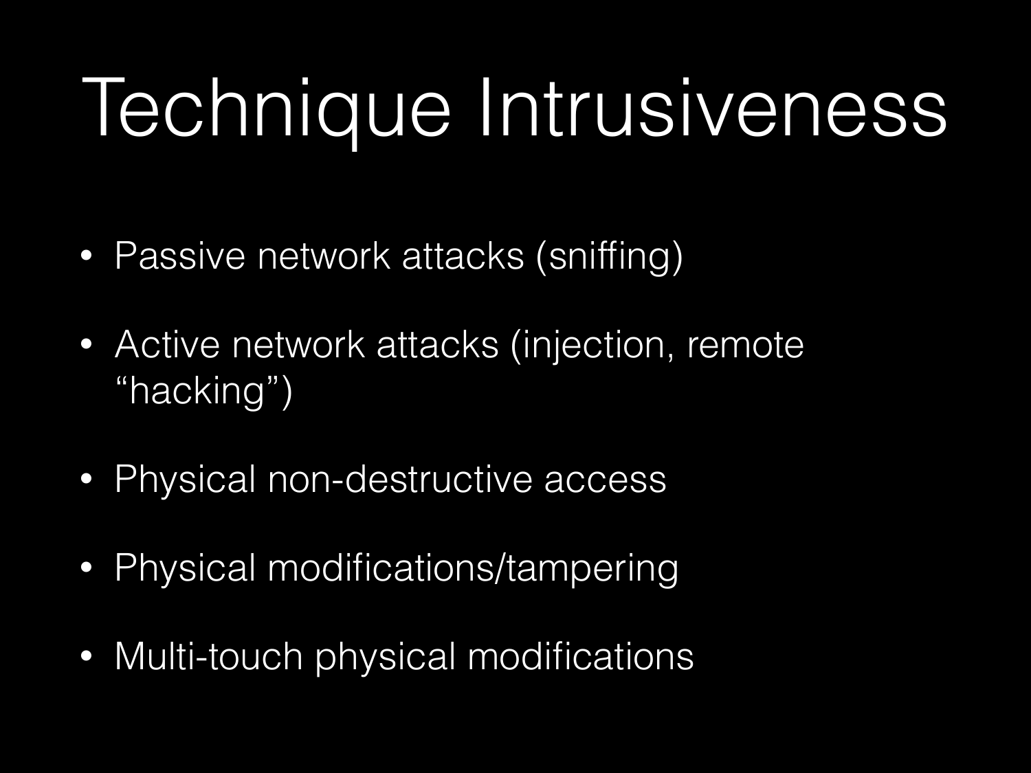# Technique Intrusiveness

- Passive network attacks (sniffing)
- Active network attacks (injection, remote “hacking”)
- Physical non-destructive access
- Physical modifications/tampering
- Multi-touch physical modifications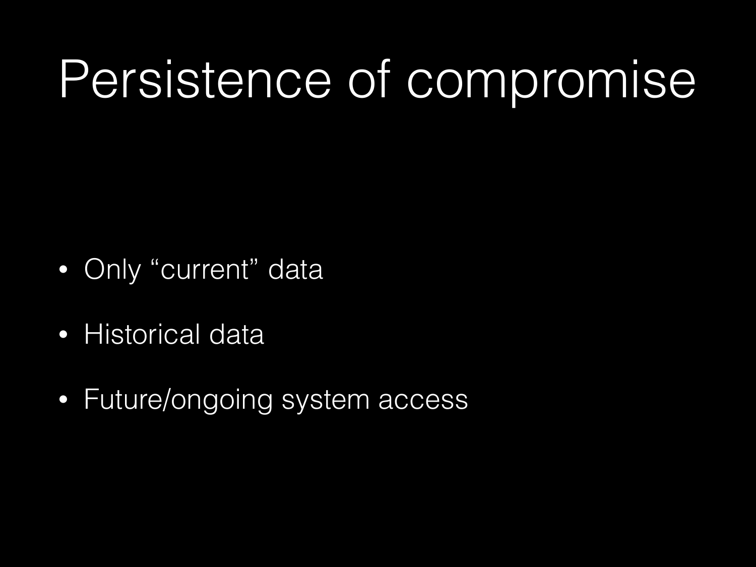# Persistence of compromise

- Only “current” data
- Historical data
- Future/ongoing system access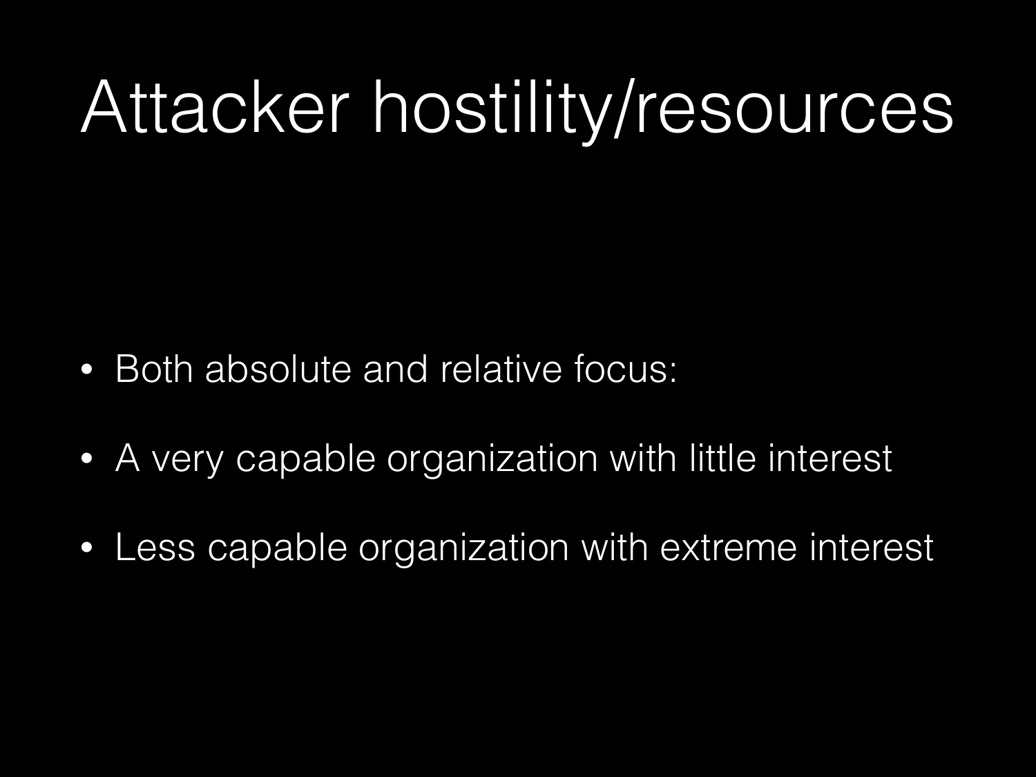# Attacker hostility/resources

- Both absolute and relative focus:
- A very capable organization with little interest
- Less capable organization with extreme interest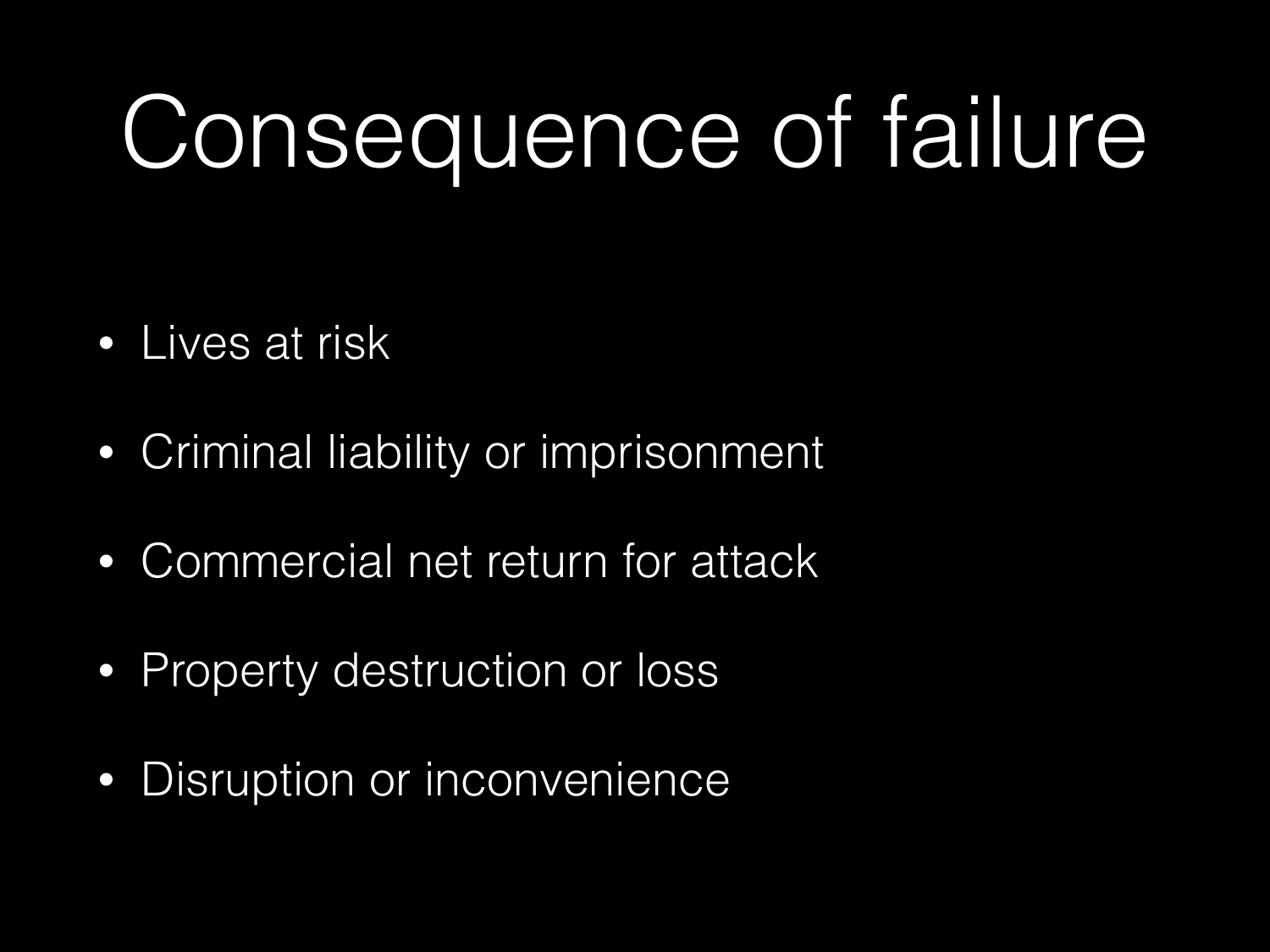# Consequence of failure

- Lives at risk
- Criminal liability or imprisonment
- Commercial net return for attack
- Property destruction or loss
- Disruption or inconvenience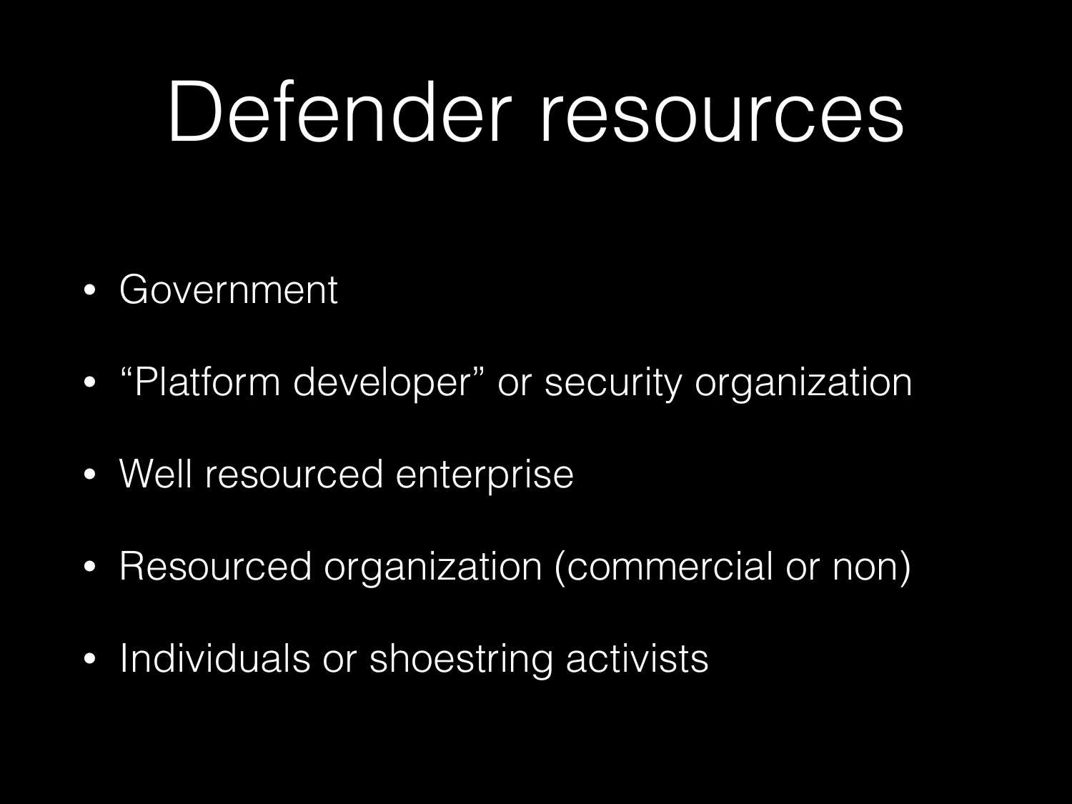# Defender resources

- Government
- “Platform developer” or security organization
- Well resourced enterprise
- Resourced organization (commercial or non)
- Individuals or shoestring activists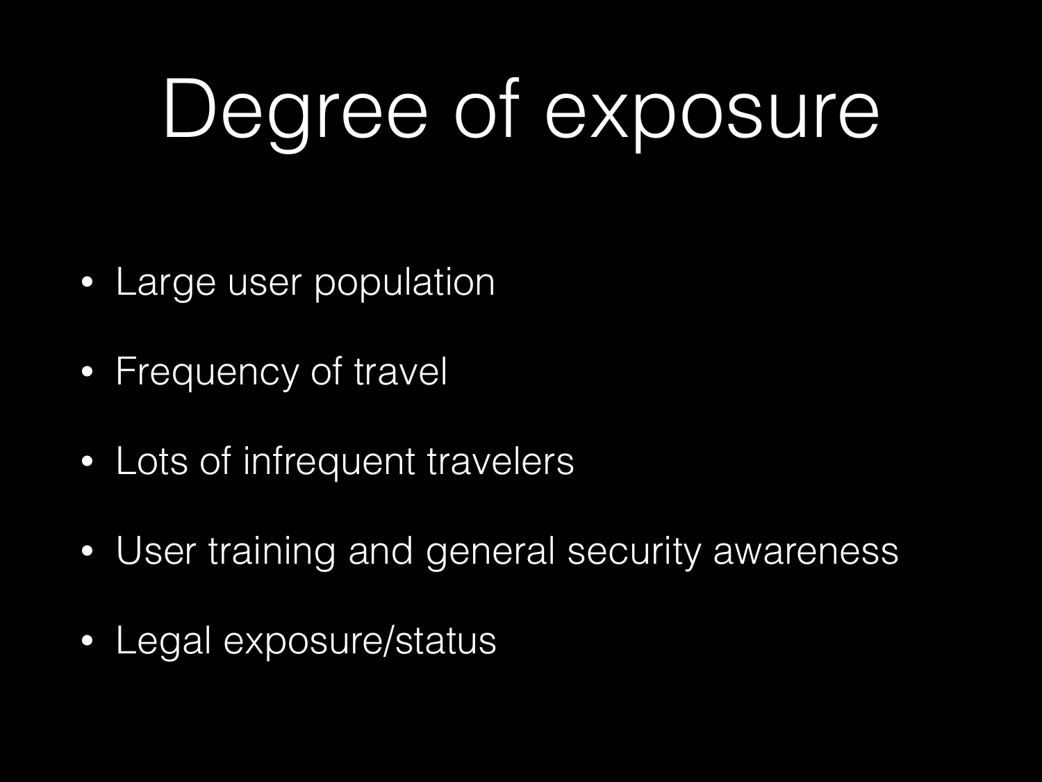# Degree of exposure

- Large user population
- Frequency of travel
- Lots of infrequent travelers
- User training and general security awareness
- Legal exposure/status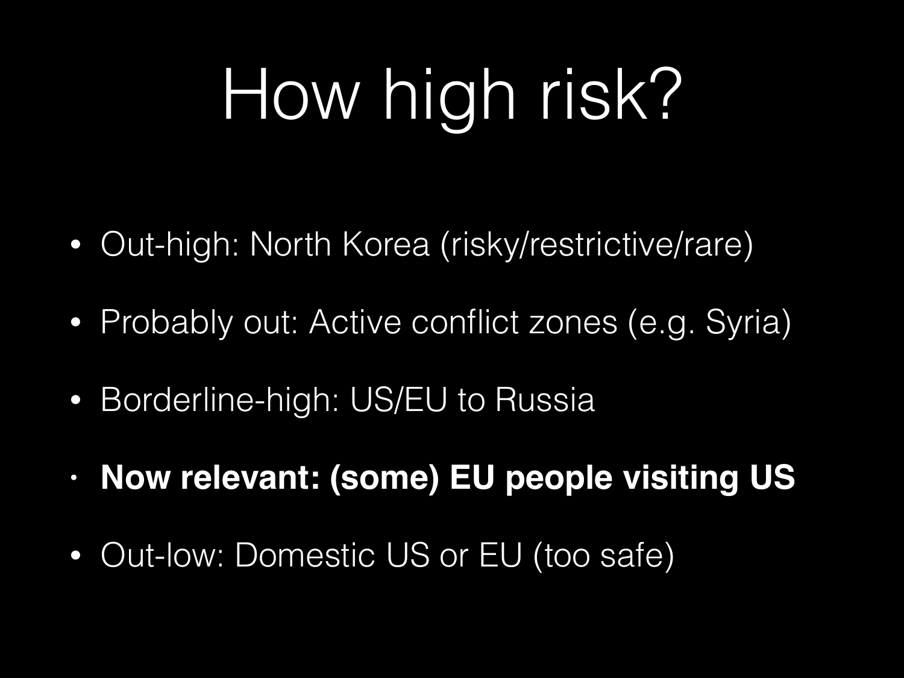# How high risk?

- Out-high: North Korea (risky/restrictive/rare)
- Probably out: Active conflict zones (e.g. Syria)
- Borderline-high: US/EU to Russia
- **Now relevant: (some) EU people visiting US**
- Out-low: Domestic US or EU (too safe)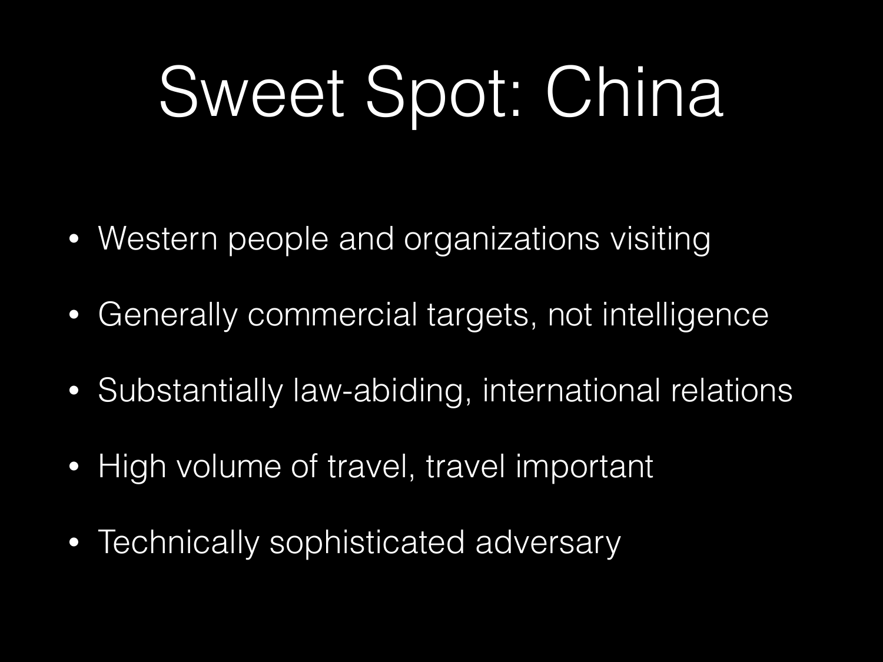# Sweet Spot: China

- Western people and organizations visiting
- Generally commercial targets, not intelligence
- Substantially law-abiding, international relations
- High volume of travel, travel important
- Technically sophisticated adversary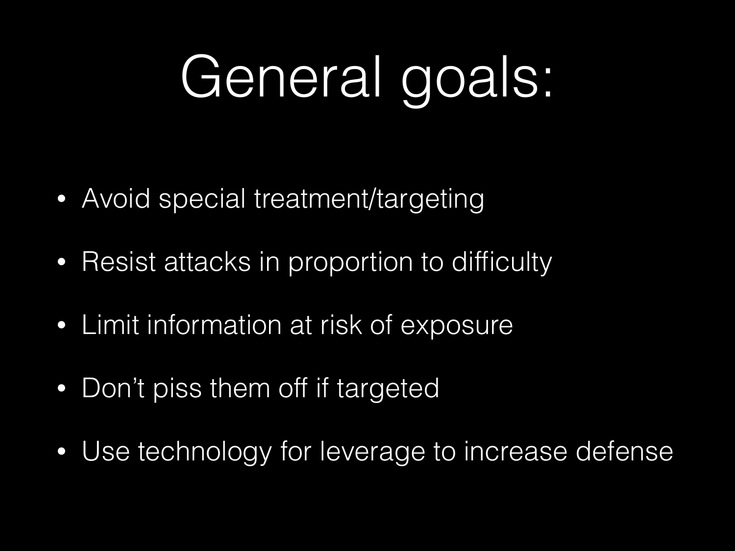# General goals:

- Avoid special treatment/targeting
- Resist attacks in proportion to difficulty
- Limit information at risk of exposure
- Don’t piss them off if targeted
- Use technology for leverage to increase defense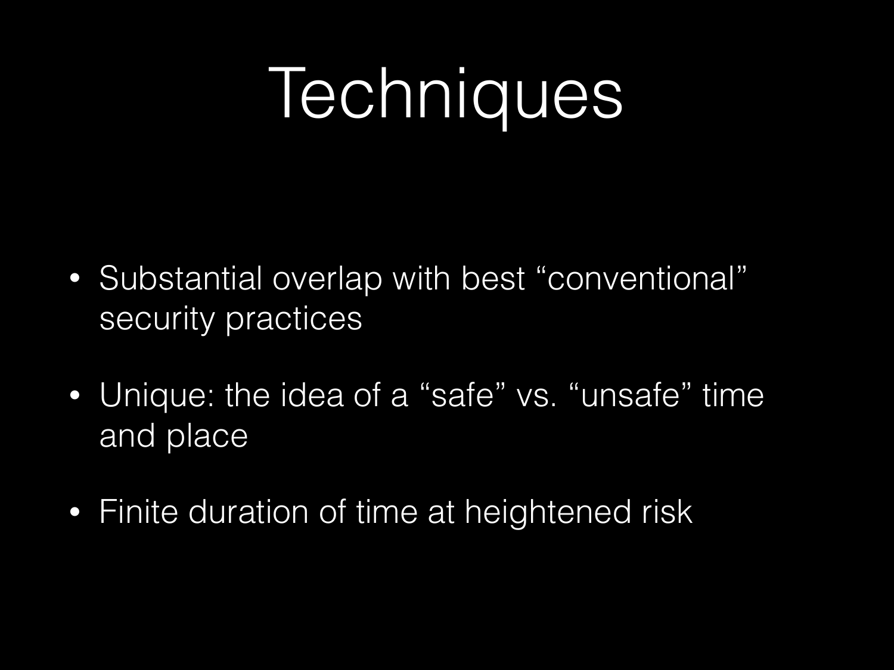# Techniques

- Substantial overlap with best “conventional” security practices
- Unique: the idea of a “safe” vs. “unsafe” time and place
- Finite duration of time at heightened risk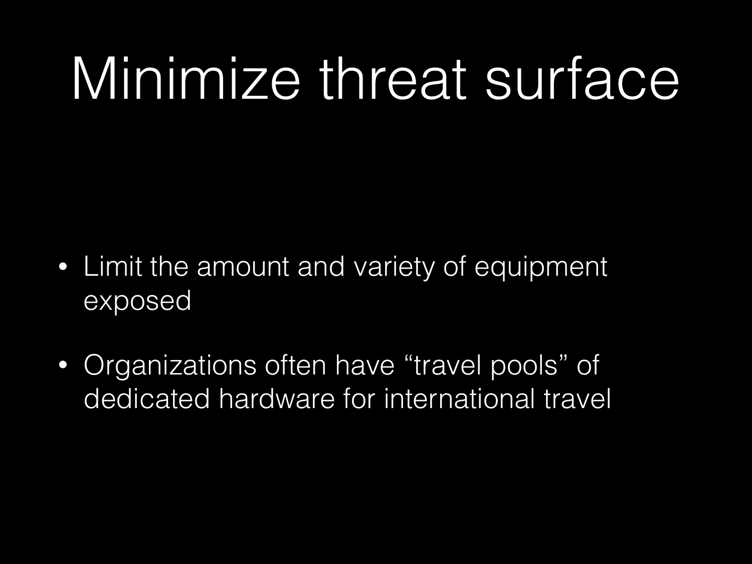# Minimize threat surface

- Limit the amount and variety of equipment exposed
- Organizations often have “travel pools” of dedicated hardware for international travel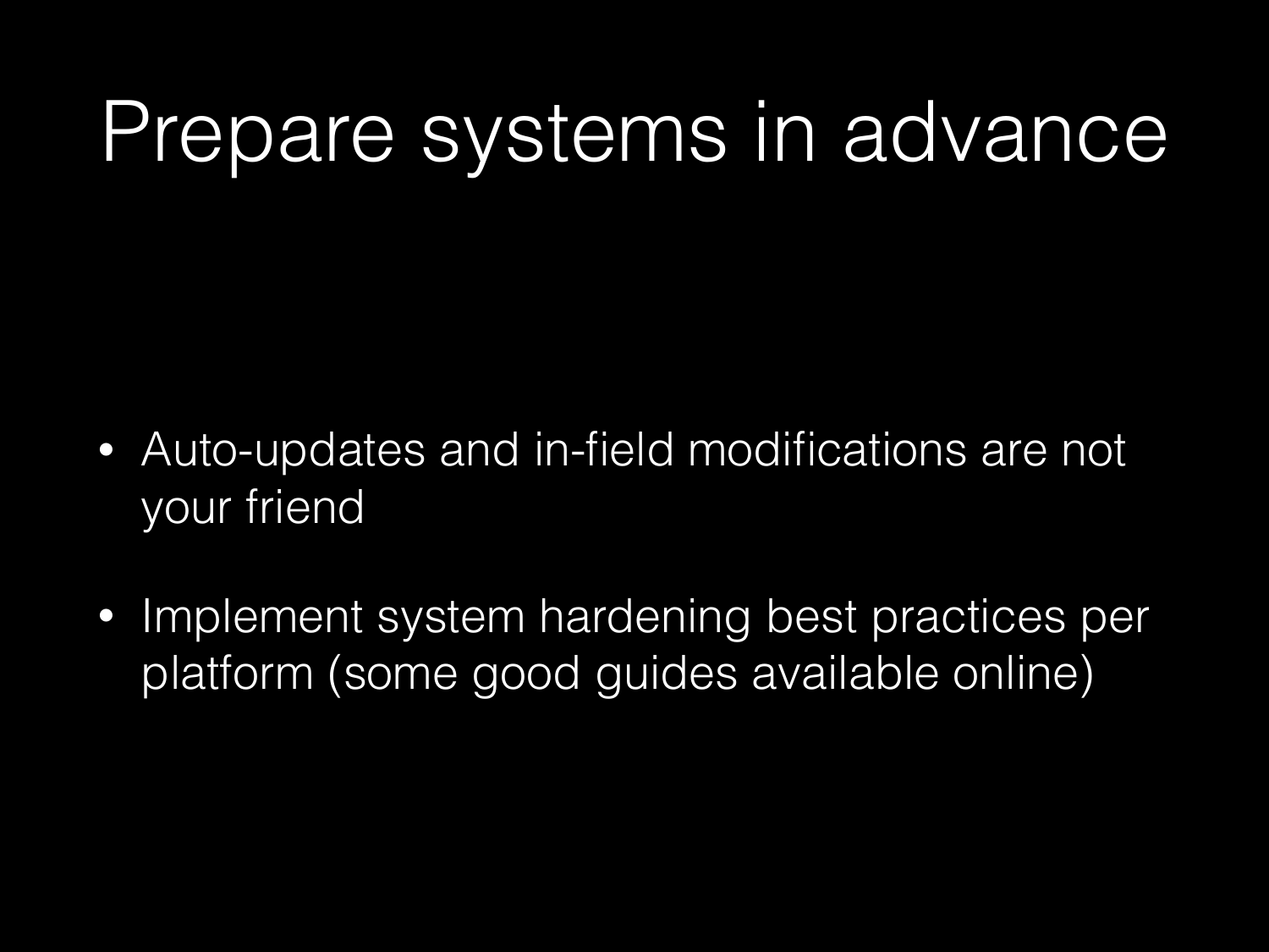# Prepare systems in advance

- Auto-updates and in-field modifications are not your friend
- Implement system hardening best practices per platform (some good guides available online)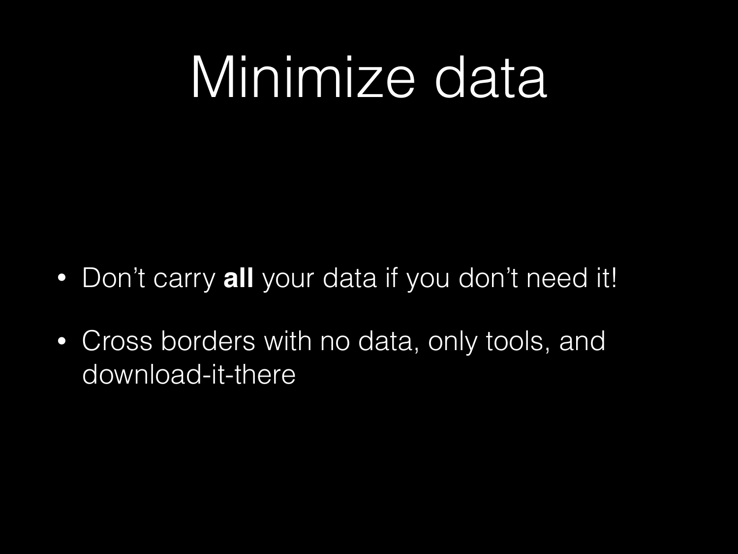# Minimize data

- Don't carry **all** your data if you don't need it!
- Cross borders with no data, only tools, and download-it-there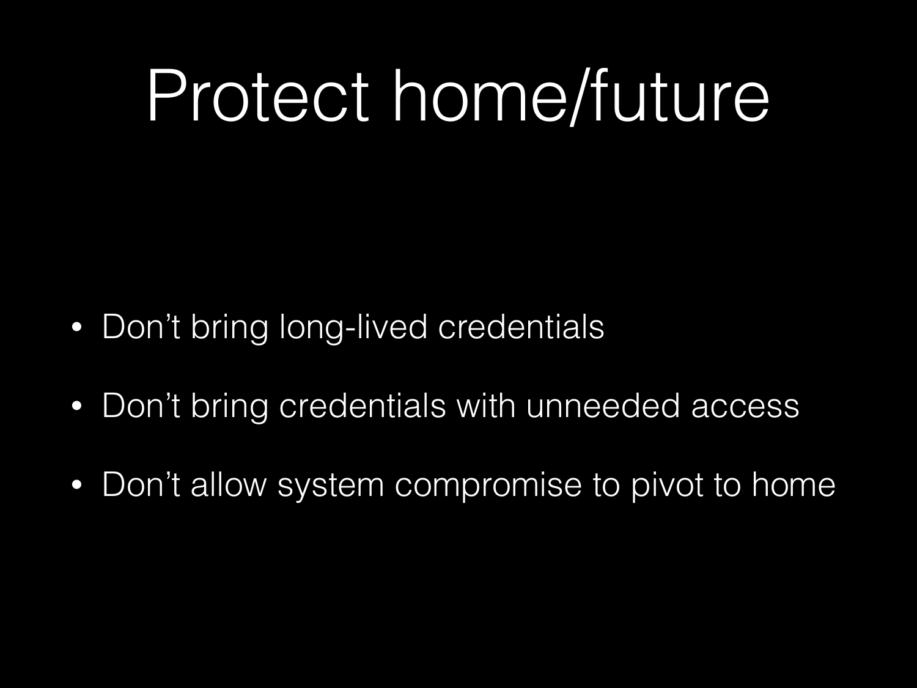# Protect home/future

- Don’t bring long-lived credentials
- Don’t bring credentials with unneeded access
- Don’t allow system compromise to pivot to home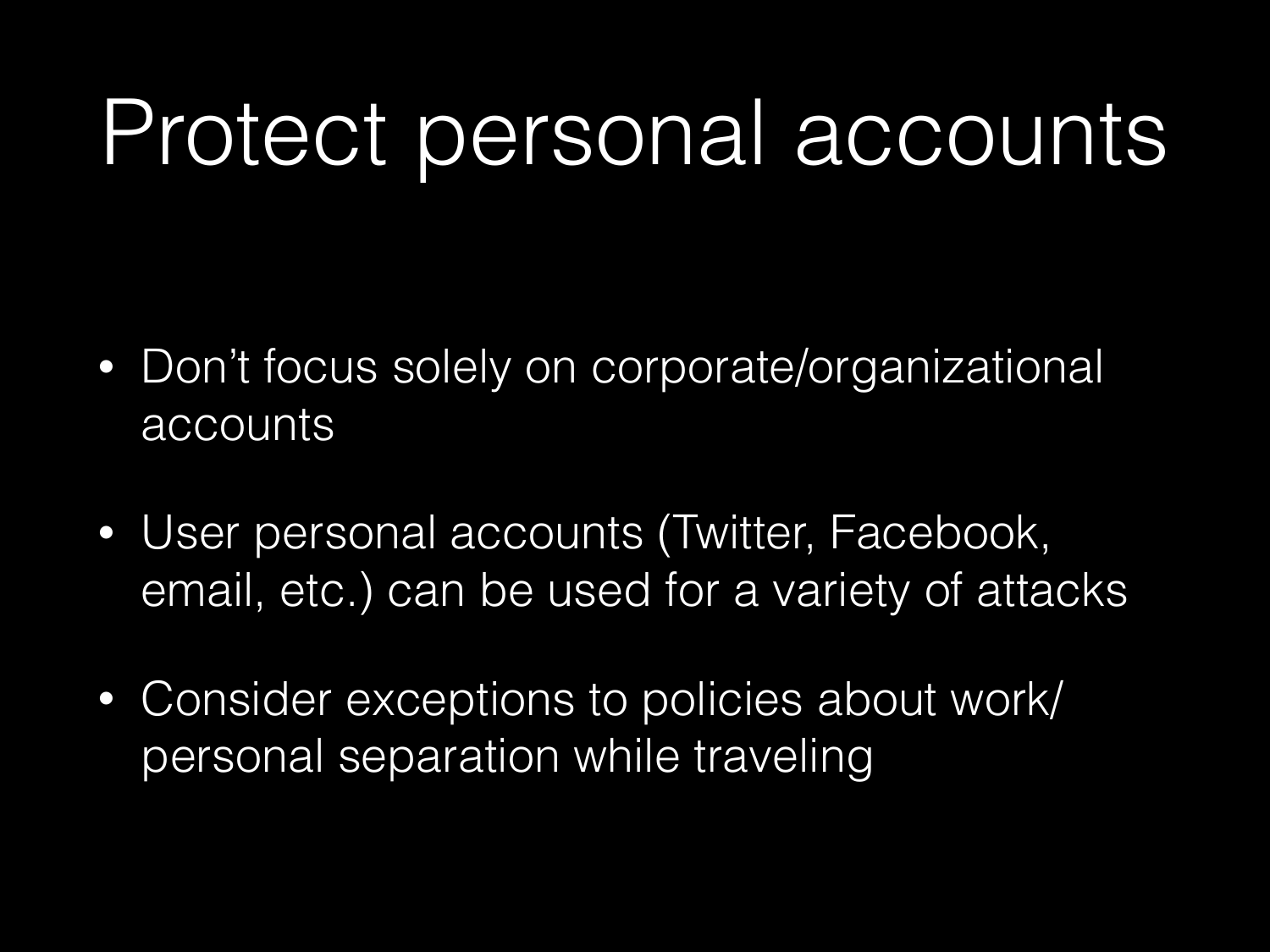# Protect personal accounts

- Don't focus solely on corporate/organizational accounts
- User personal accounts (Twitter, Facebook, email, etc.) can be used for a variety of attacks
- Consider exceptions to policies about work/personal separation while traveling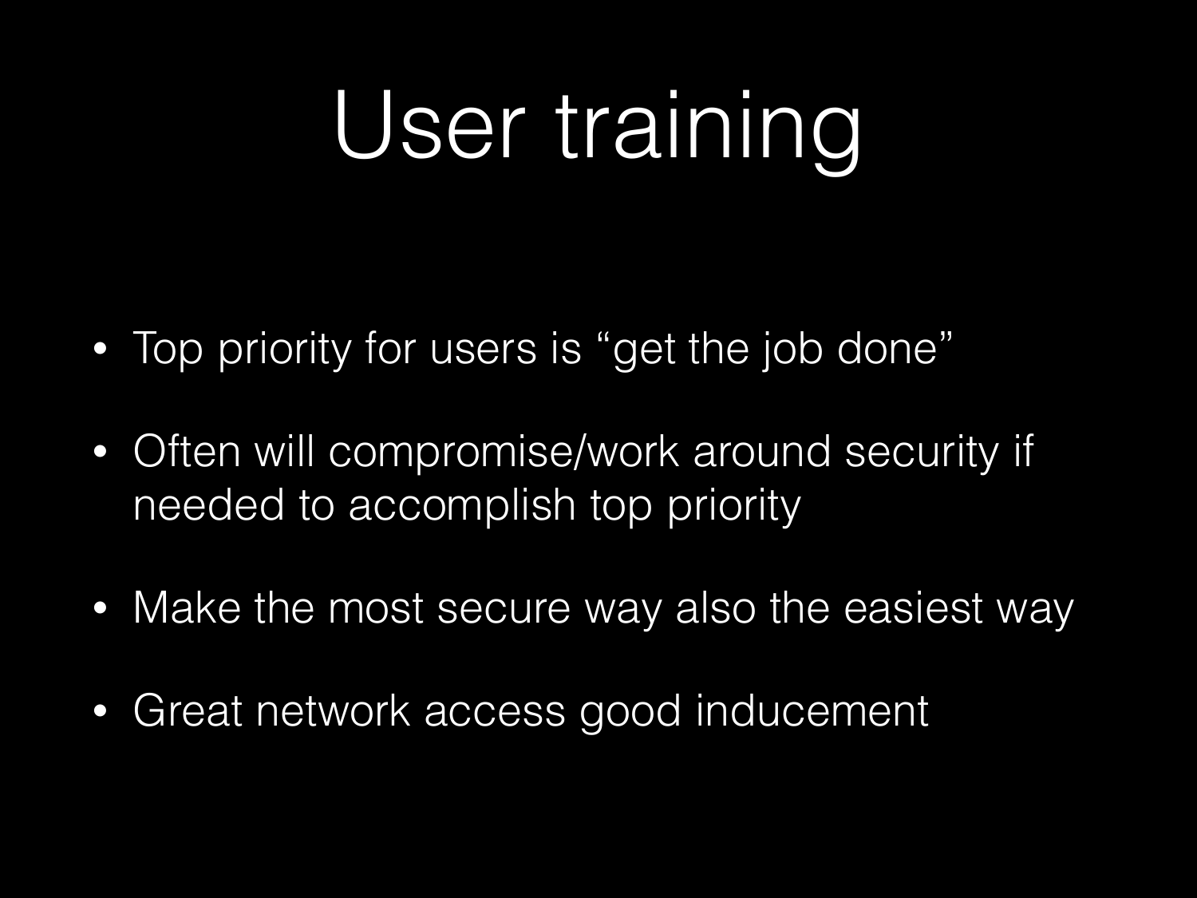# User training

- Top priority for users is "get the job done"
- Often will compromise/work around security if needed to accomplish top priority
- Make the most secure way also the easiest way
- Great network access good inducement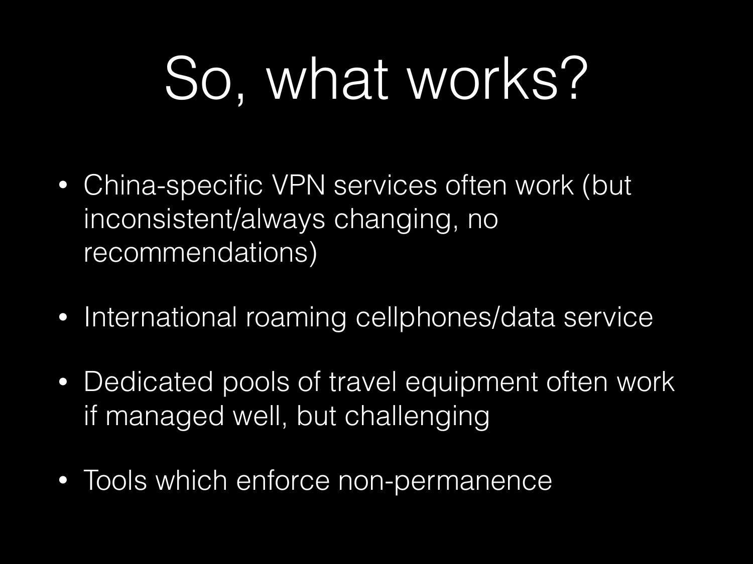# So, what works?

- China-specific VPN services often work (but inconsistent/always changing, no recommendations)
- International roaming cellphones/data service
- Dedicated pools of travel equipment often work if managed well, but challenging
- Tools which enforce non-permanence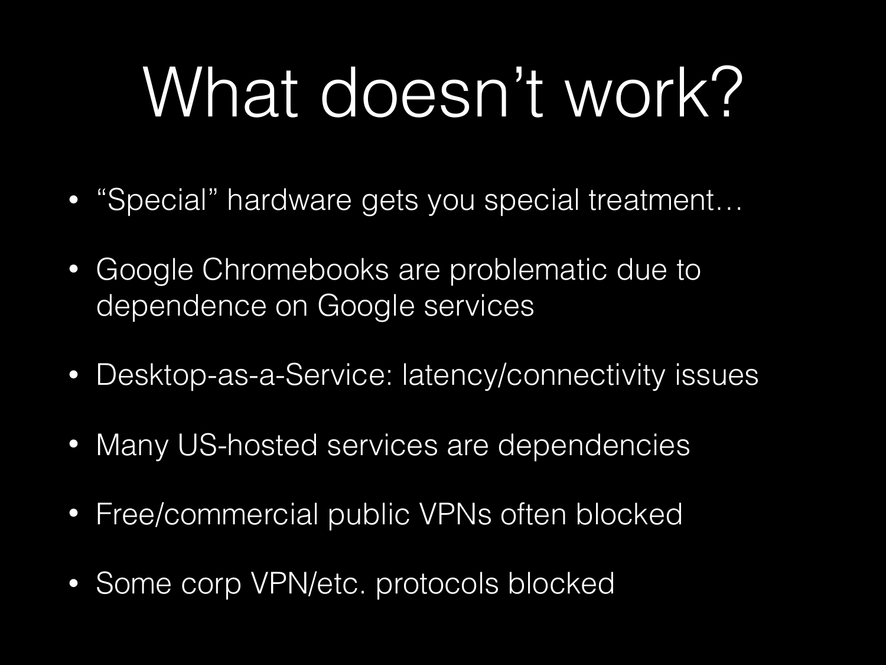# What doesn’t work?

- “Special” hardware gets you special treatment…
- Google Chromebooks are problematic due to dependence on Google services
- Desktop-as-a-Service: latency/connectivity issues
- Many US-hosted services are dependencies
- Free/commercial public VPNs often blocked
- Some corp VPN/etc. protocols blocked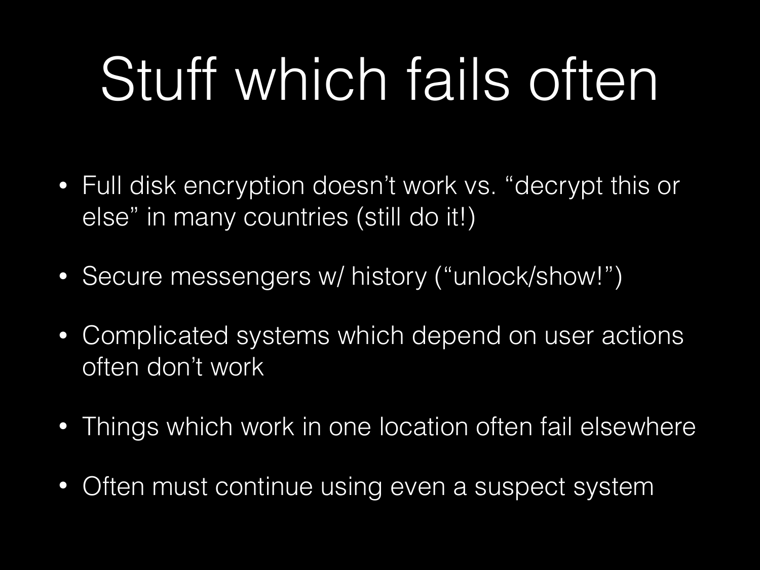# Stuff which fails often

- Full disk encryption doesn't work vs. "decrypt this or else" in many countries (still do it!)
- Secure messengers w/ history ("unlock/show!")
- Complicated systems which depend on user actions often don't work
- Things which work in one location often fail elsewhere
- Often must continue using even a suspect system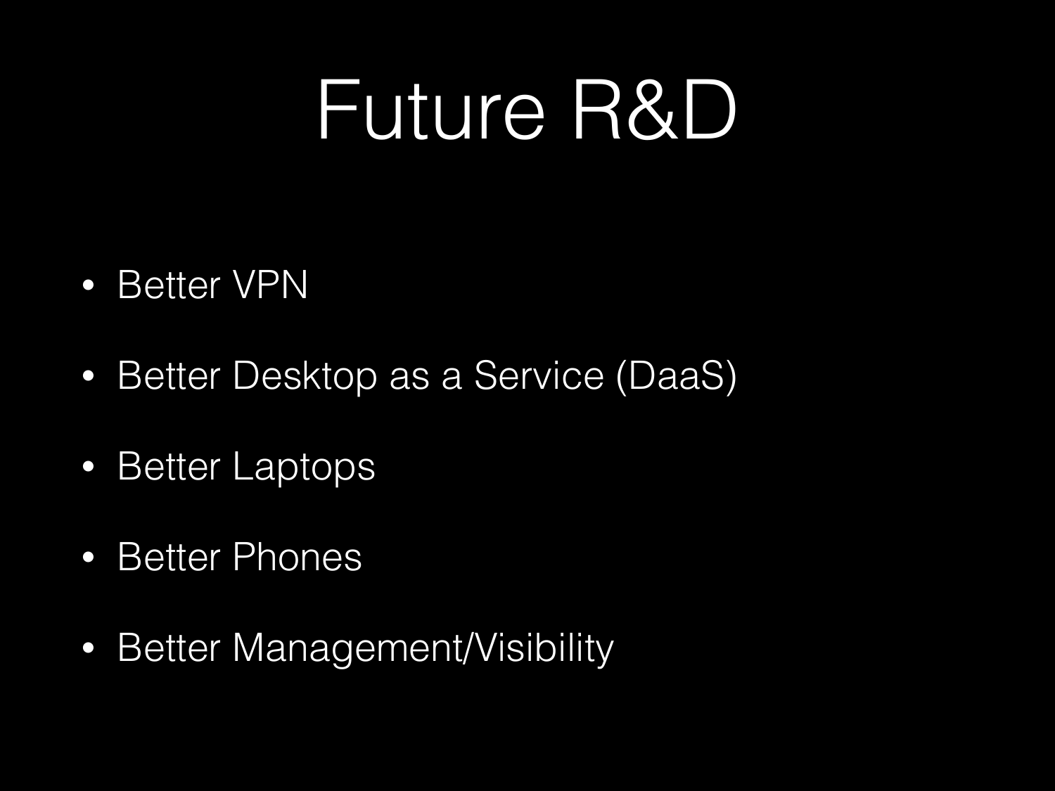# Future R&D

- Better VPN
- Better Desktop as a Service (DaaS)
- Better Laptops
- Better Phones
- Better Management/Visibility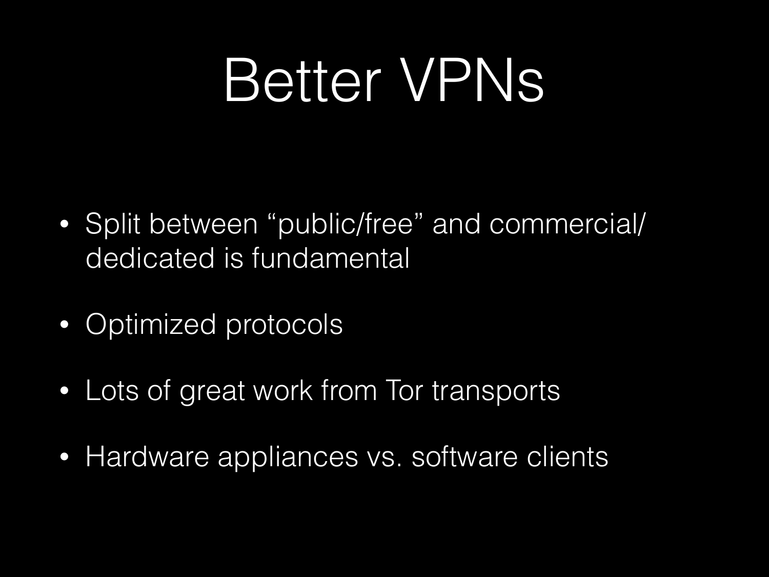# Better VPNs

- Split between "public/free" and commercial/dedicated is fundamental
- Optimized protocols
- Lots of great work from Tor transports
- Hardware appliances vs. software clients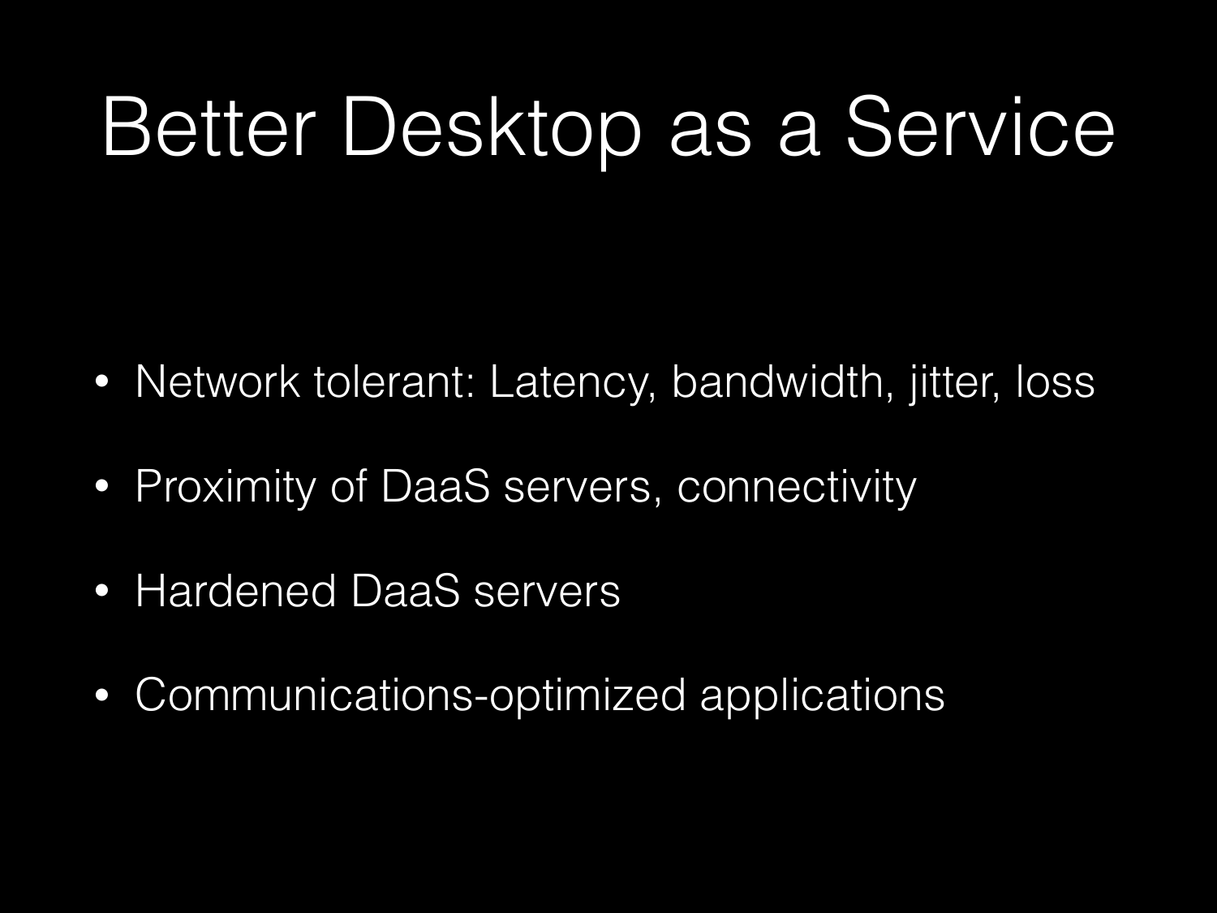# Better Desktop as a Service

- Network tolerant: Latency, bandwidth, jitter, loss
- Proximity of DaaS servers, connectivity
- Hardened DaaS servers
- Communications-optimized applications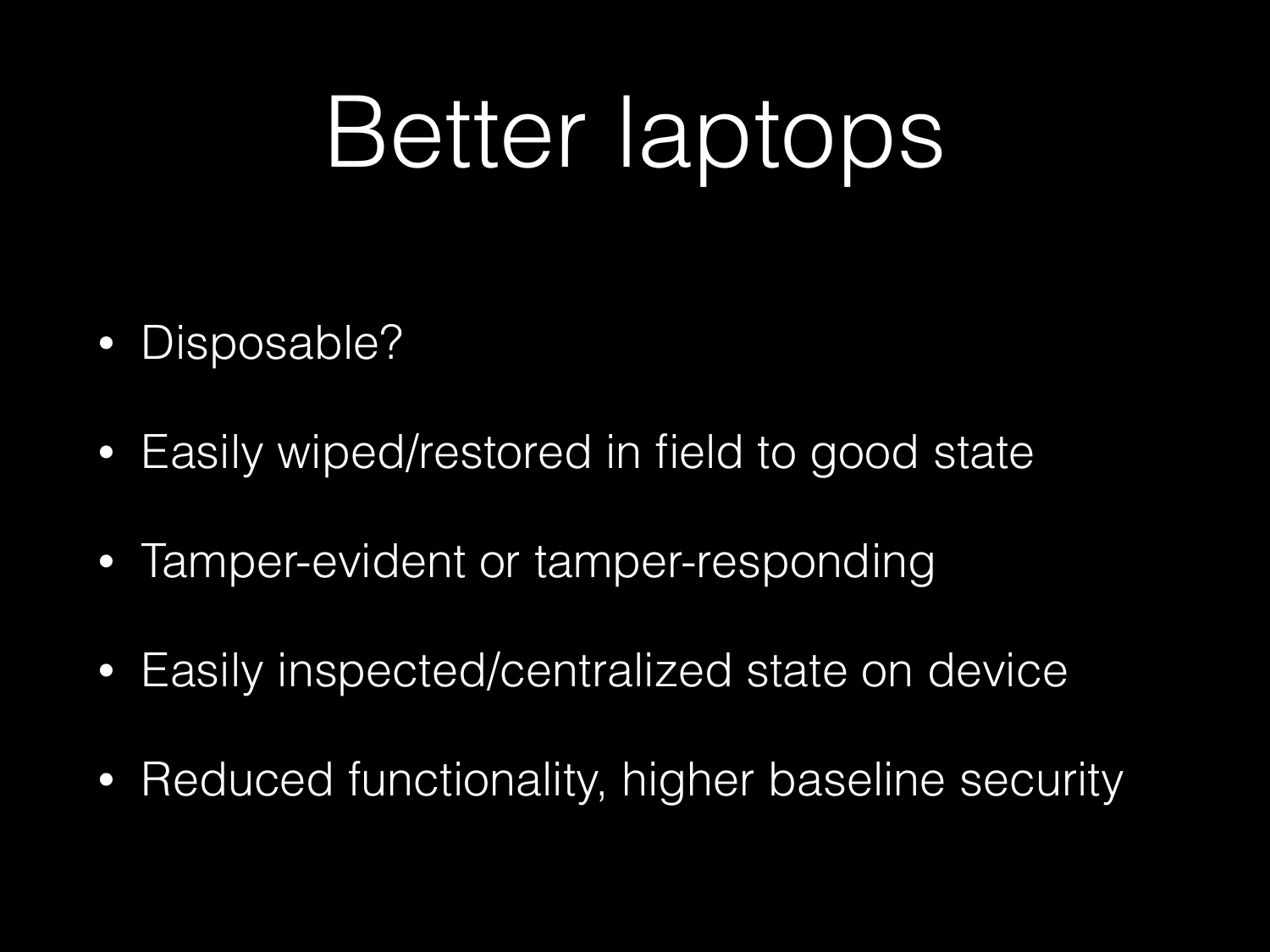# Better laptops

- Disposable?
- Easily wiped/restored in field to good state
- Tamper-evident or tamper-responding
- Easily inspected/centralized state on device
- Reduced functionality, higher baseline security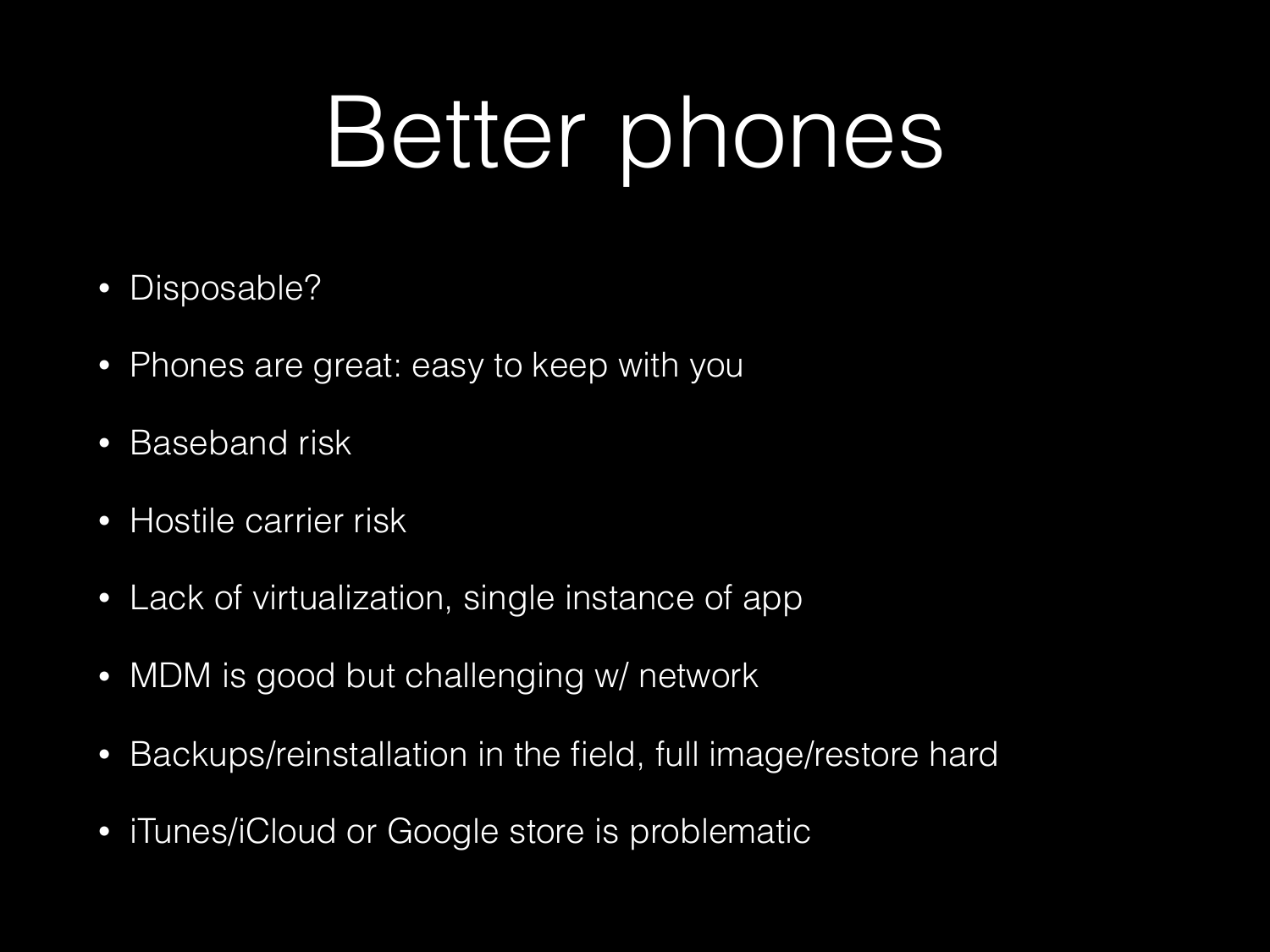# Better phones

- Disposable?
- Phones are great: easy to keep with you
- Baseband risk
- Hostile carrier risk
- Lack of virtualization, single instance of app
- MDM is good but challenging w/ network
- Backups/reinstallation in the field, full image/restore hard
- iTunes/iCloud or Google store is problematic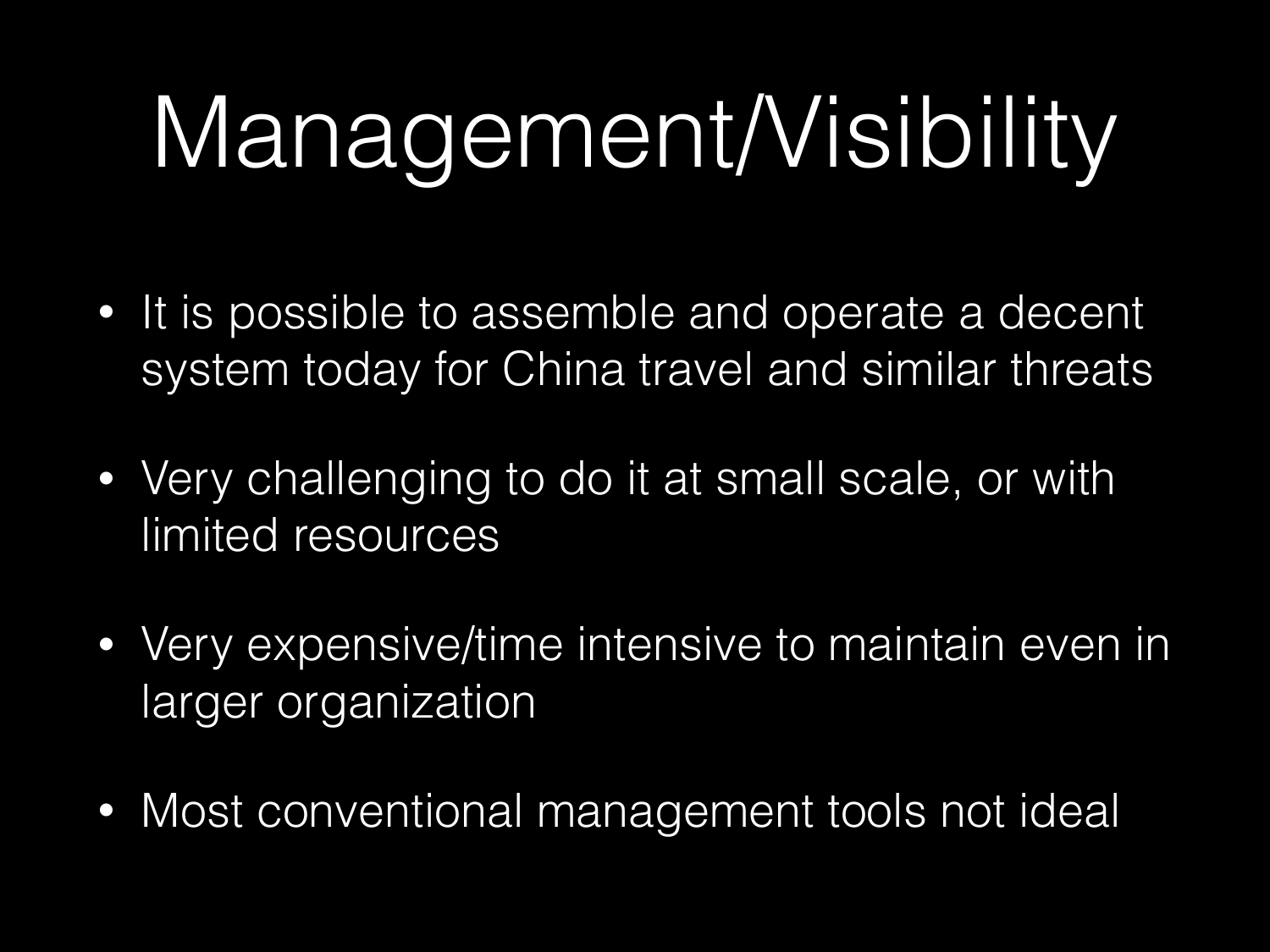# Management/Visibility

- It is possible to assemble and operate a decent system today for China travel and similar threats
- Very challenging to do it at small scale, or with limited resources
- Very expensive/time intensive to maintain even in larger organization
- Most conventional management tools not ideal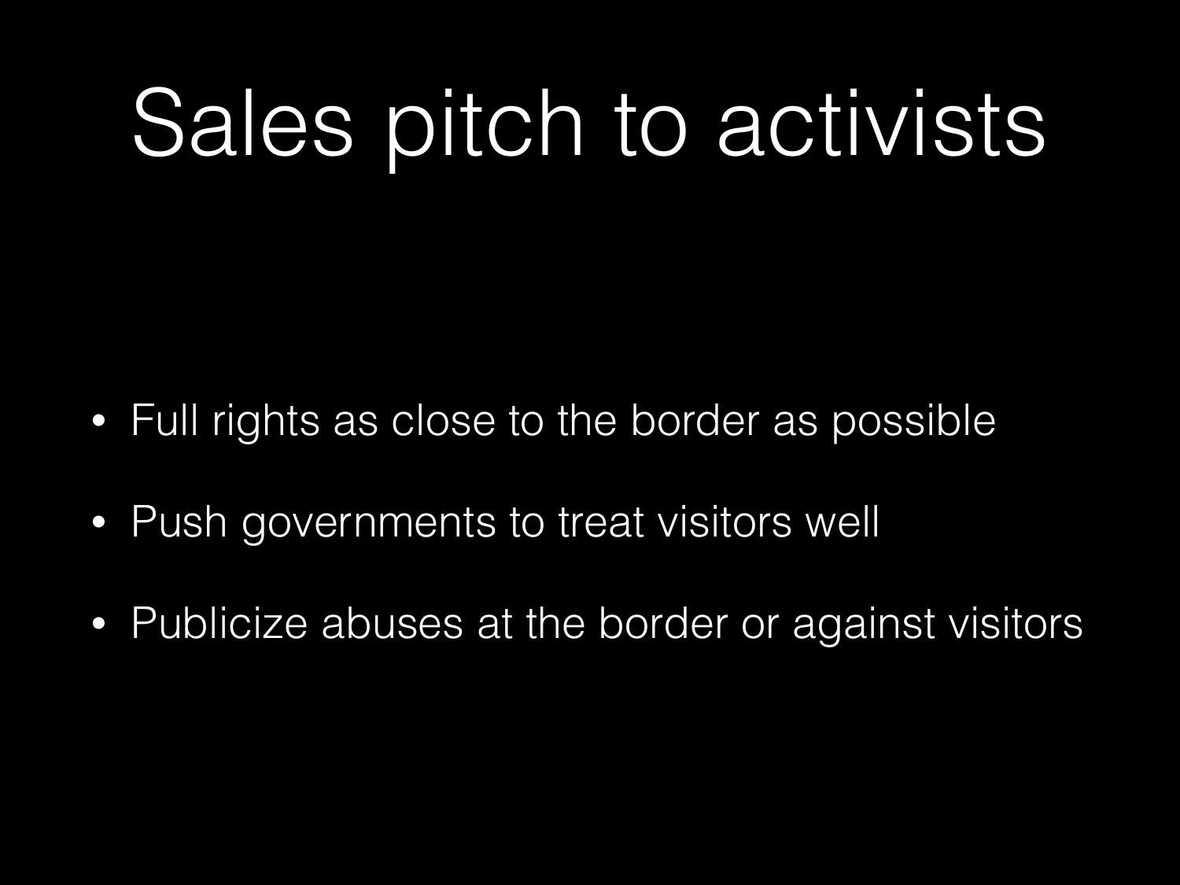# Sales pitch to activists

- Full rights as close to the border as possible
- Push governments to treat visitors well
- Publicize abuses at the border or against visitors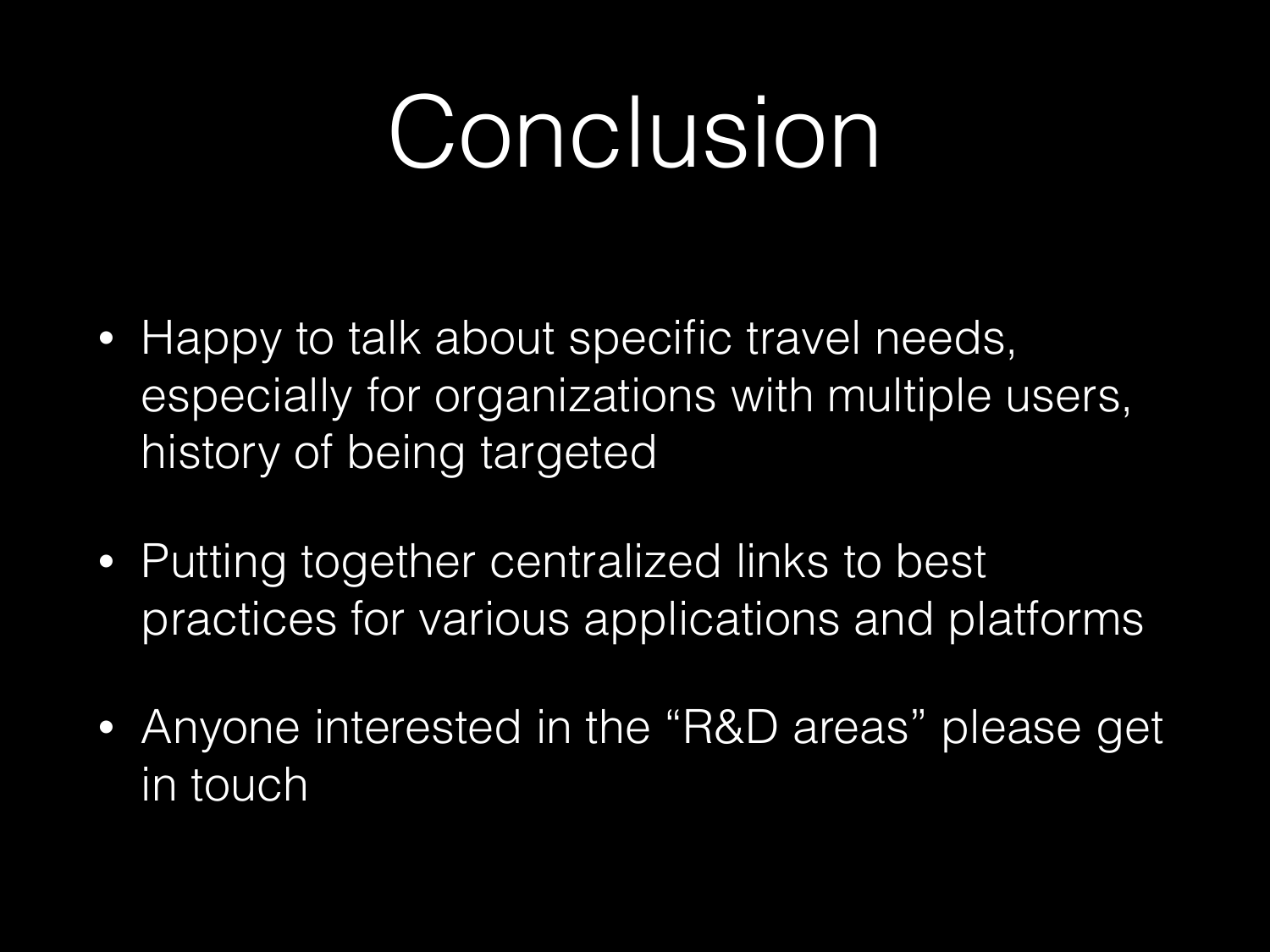# Conclusion

- Happy to talk about specific travel needs, especially for organizations with multiple users, history of being targeted
- Putting together centralized links to best practices for various applications and platforms
- Anyone interested in the “R&D areas” please get in touch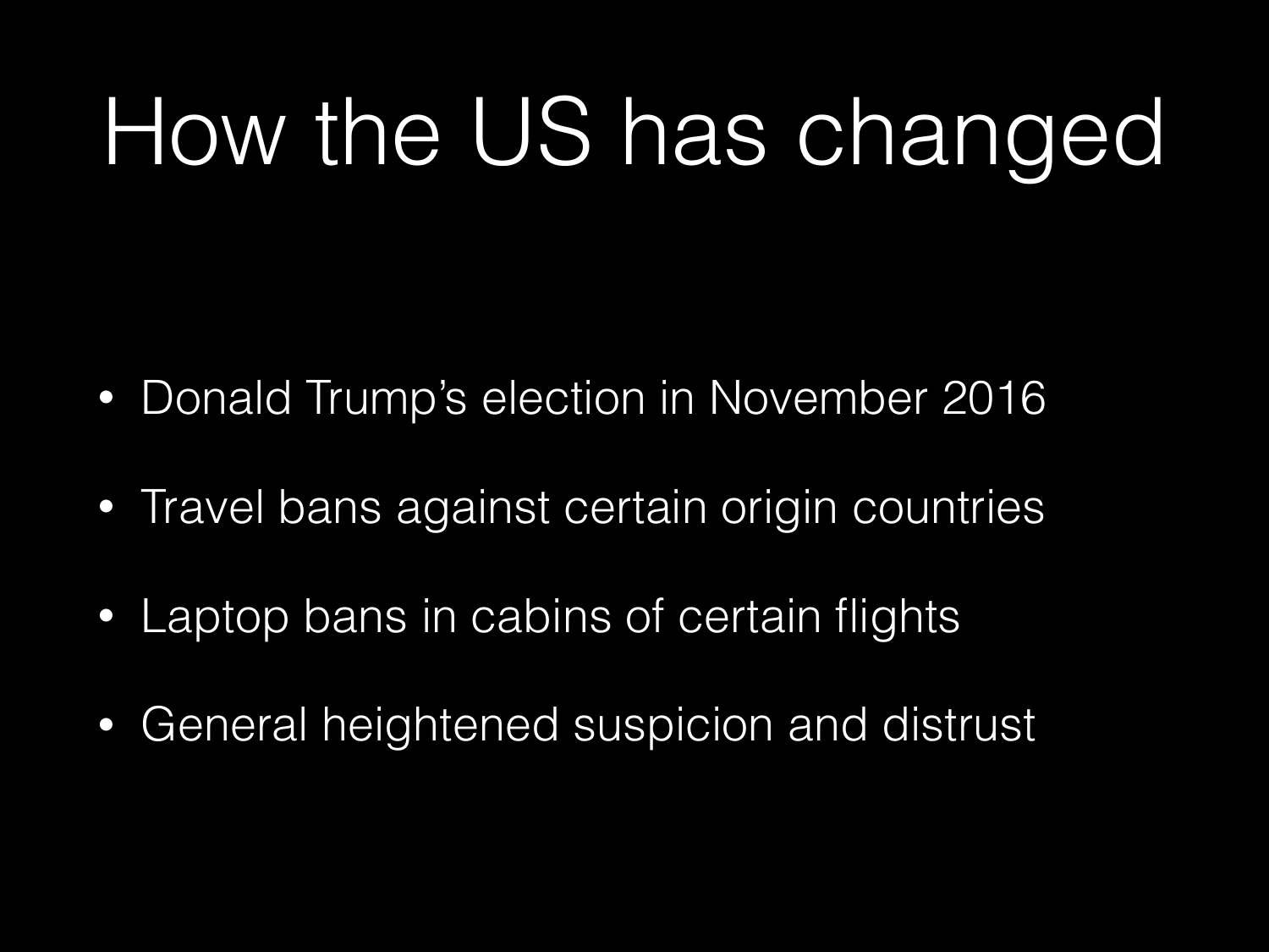# How the US has changed

- Donald Trump’s election in November 2016
- Travel bans against certain origin countries
- Laptop bans in cabins of certain flights
- General heightened suspicion and distrust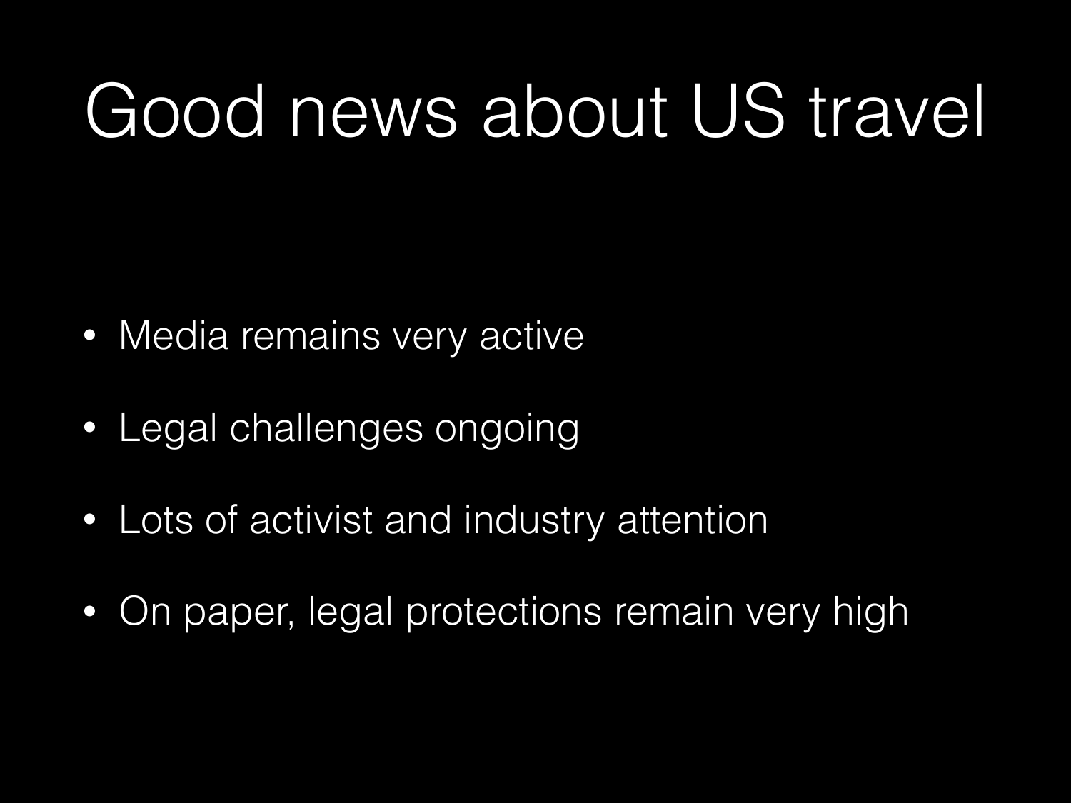# Good news about US travel

- Media remains very active
- Legal challenges ongoing
- Lots of activist and industry attention
- On paper, legal protections remain very high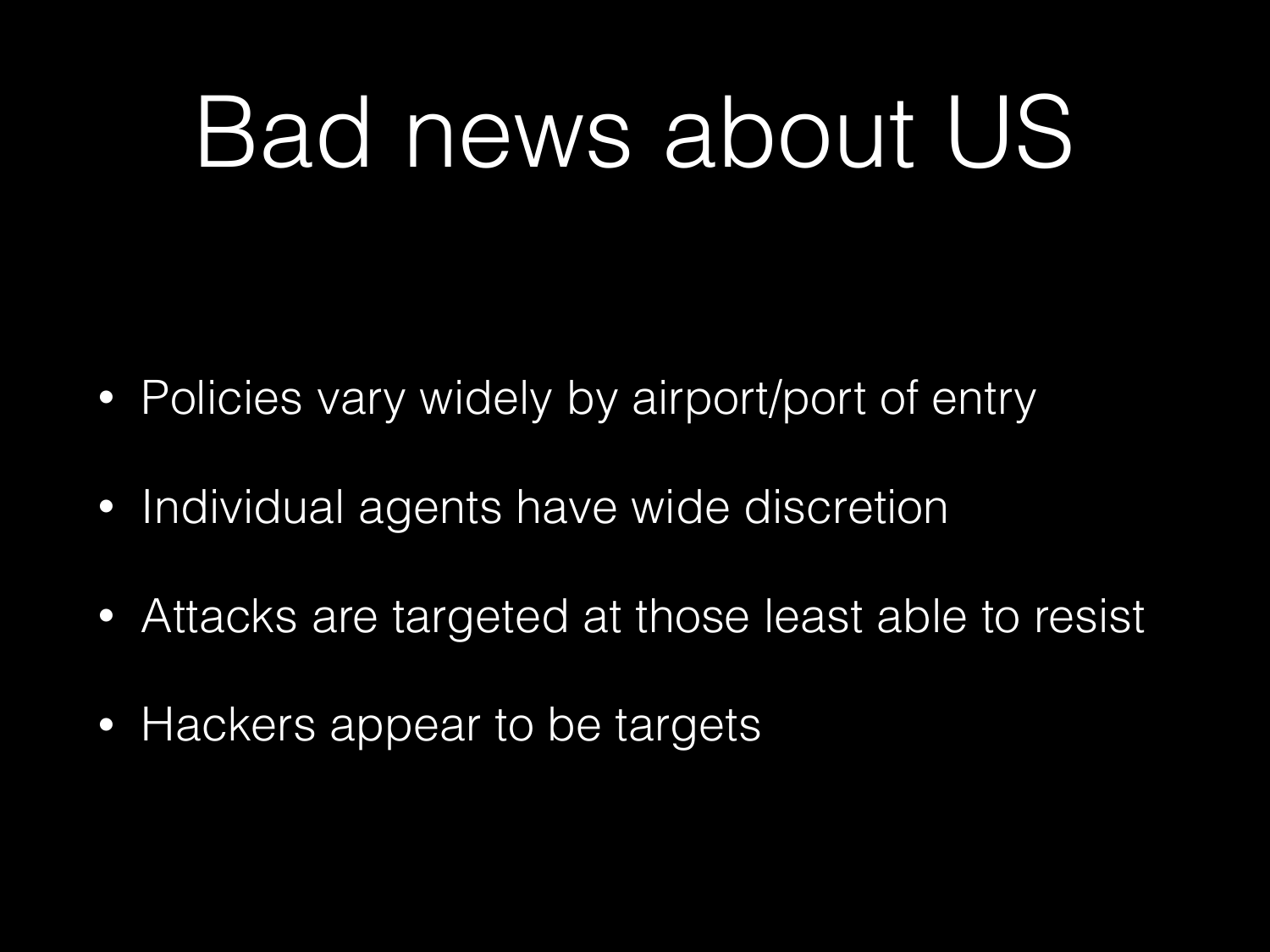# Bad news about US

- Policies vary widely by airport/port of entry
- Individual agents have wide discretion
- Attacks are targeted at those least able to resist
- Hackers appear to be targets